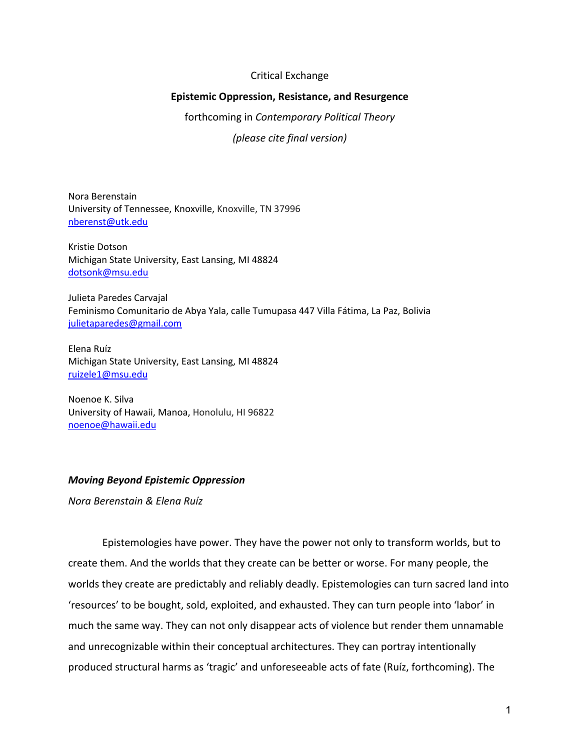Critical Exchange

**Epistemic Oppression, Resistance, and Resurgence**

forthcoming in *Contemporary Political Theory*

*(please cite final version)*

Nora Berenstain
University of Tennessee, Knoxville, Knoxville, TN 37996
nberenst@utk.edu

Kristie Dotson
Michigan State University, East Lansing, MI 48824
dotsonk@msu.edu

Julieta Paredes Carvajal
Feminismo Comunitario de Abya Yala, calle Tumupasa 447 Villa Fátima, La Paz, Bolivia
julietaparedes@gmail.com

Elena Ruíz
Michigan State University, East Lansing, MI 48824
ruizele1@msu.edu

Noenoe K. Silva
University of Hawaii, Manoa, Honolulu, HI 96822
noenoe@hawaii.edu

## *Moving Beyond Epistemic Oppression*

*Nora Berenstain & Elena Ruíz*

Epistemologies have power. They have the power not only to transform worlds, but to create them. And the worlds that they create can be better or worse. For many people, the worlds they create are predictably and reliably deadly. Epistemologies can turn sacred land into 'resources' to be bought, sold, exploited, and exhausted. They can turn people into 'labor' in much the same way. They can not only disappear acts of violence but render them unnamable and unrecognizable within their conceptual architectures. They can portray intentionally produced structural harms as 'tragic' and unforeseeable acts of fate (Ruíz, forthcoming). The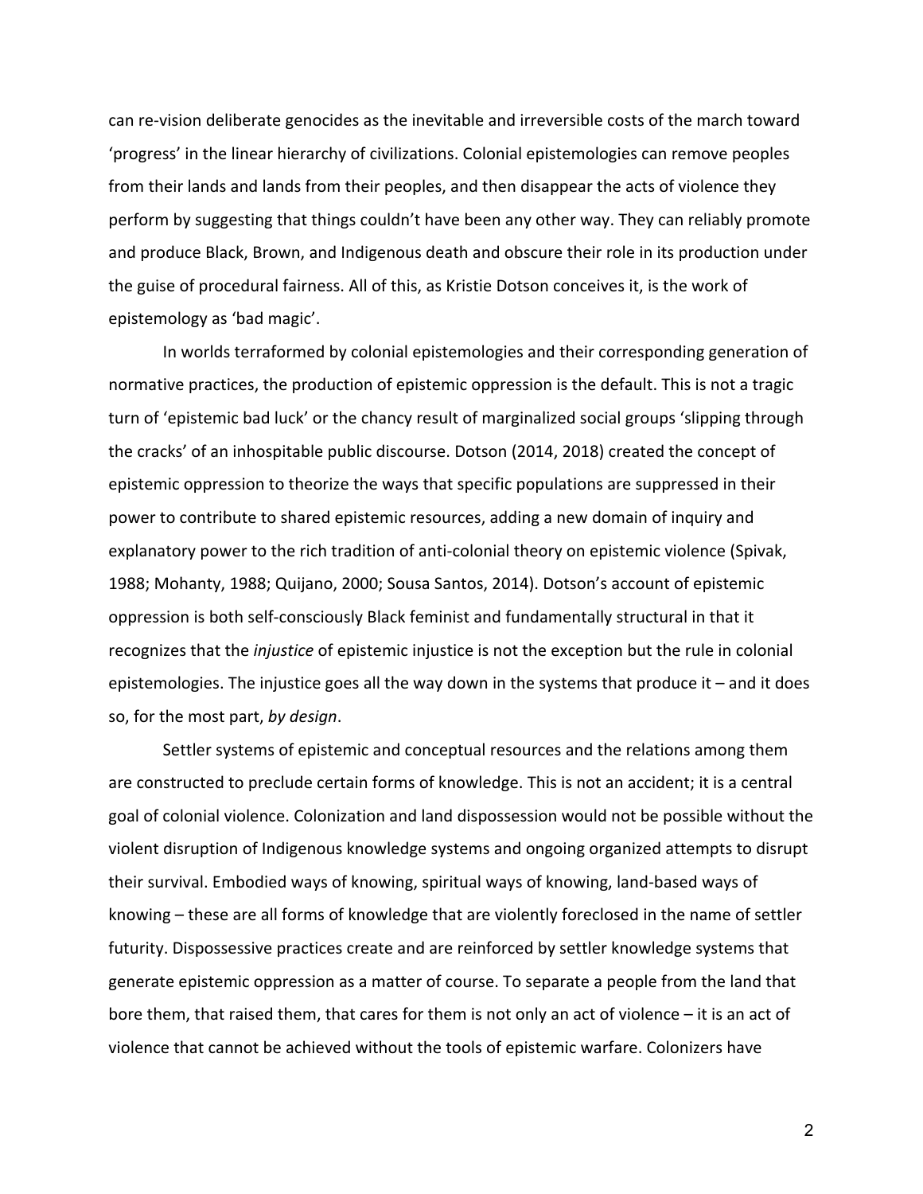can re-vision deliberate genocides as the inevitable and irreversible costs of the march toward 'progress' in the linear hierarchy of civilizations. Colonial epistemologies can remove peoples from their lands and lands from their peoples, and then disappear the acts of violence they perform by suggesting that things couldn't have been any other way. They can reliably promote and produce Black, Brown, and Indigenous death and obscure their role in its production under the guise of procedural fairness. All of this, as Kristie Dotson conceives it, is the work of epistemology as 'bad magic'.

In worlds terraformed by colonial epistemologies and their corresponding generation of normative practices, the production of epistemic oppression is the default. This is not a tragic turn of 'epistemic bad luck' or the chancy result of marginalized social groups 'slipping through the cracks' of an inhospitable public discourse. Dotson (2014, 2018) created the concept of epistemic oppression to theorize the ways that specific populations are suppressed in their power to contribute to shared epistemic resources, adding a new domain of inquiry and explanatory power to the rich tradition of anti-colonial theory on epistemic violence (Spivak, 1988; Mohanty, 1988; Quijano, 2000; Sousa Santos, 2014). Dotson's account of epistemic oppression is both self-consciously Black feminist and fundamentally structural in that it recognizes that the *injustice* of epistemic injustice is not the exception but the rule in colonial epistemologies. The injustice goes all the way down in the systems that produce it – and it does so, for the most part, *by design*.

Settler systems of epistemic and conceptual resources and the relations among them are constructed to preclude certain forms of knowledge. This is not an accident; it is a central goal of colonial violence. Colonization and land dispossession would not be possible without the violent disruption of Indigenous knowledge systems and ongoing organized attempts to disrupt their survival. Embodied ways of knowing, spiritual ways of knowing, land-based ways of knowing – these are all forms of knowledge that are violently foreclosed in the name of settler futurity. Dispossessive practices create and are reinforced by settler knowledge systems that generate epistemic oppression as a matter of course. To separate a people from the land that bore them, that raised them, that cares for them is not only an act of violence – it is an act of violence that cannot be achieved without the tools of epistemic warfare. Colonizers have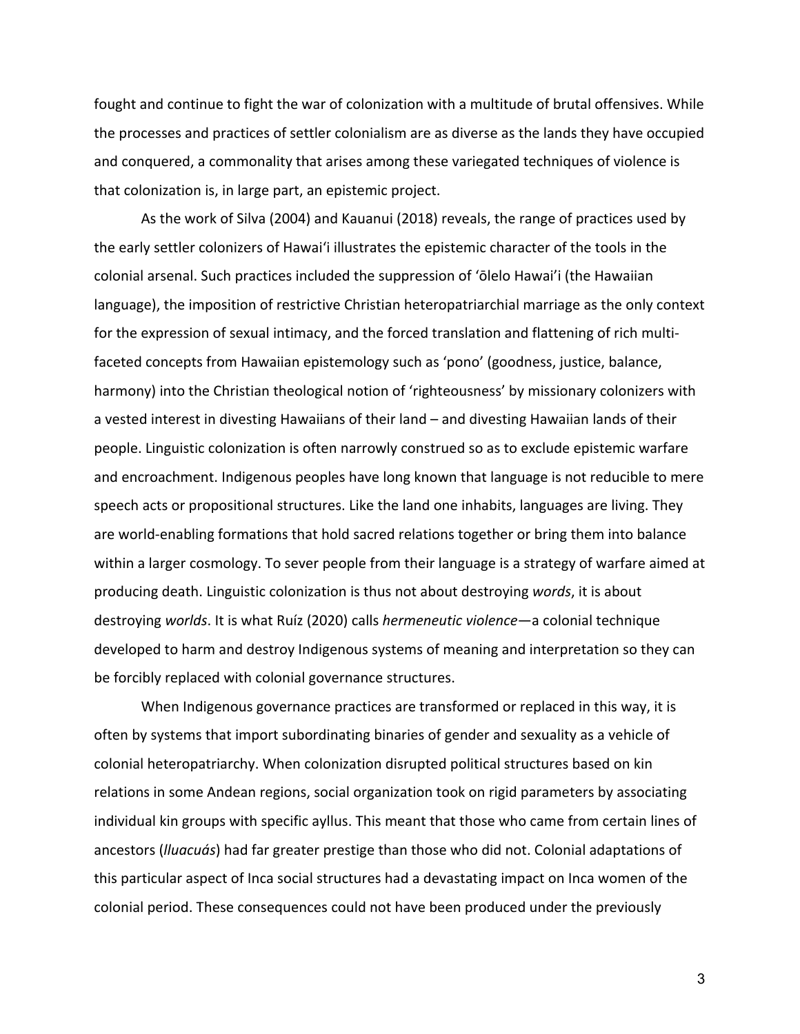fought and continue to fight the war of colonization with a multitude of brutal offensives. While the processes and practices of settler colonialism are as diverse as the lands they have occupied and conquered, a commonality that arises among these variegated techniques of violence is that colonization is, in large part, an epistemic project.

As the work of Silva (2004) and Kauanui (2018) reveals, the range of practices used by the early settler colonizers of Hawai'i illustrates the epistemic character of the tools in the colonial arsenal. Such practices included the suppression of 'ōlelo Hawai'i (the Hawaiian language), the imposition of restrictive Christian heteropatriarchial marriage as the only context for the expression of sexual intimacy, and the forced translation and flattening of rich multi-faceted concepts from Hawaiian epistemology such as 'pono' (goodness, justice, balance, harmony) into the Christian theological notion of 'righteousness' by missionary colonizers with a vested interest in divesting Hawaiians of their land – and divesting Hawaiian lands of their people. Linguistic colonization is often narrowly construed so as to exclude epistemic warfare and encroachment. Indigenous peoples have long known that language is not reducible to mere speech acts or propositional structures. Like the land one inhabits, languages are living. They are world-enabling formations that hold sacred relations together or bring them into balance within a larger cosmology. To sever people from their language is a strategy of warfare aimed at producing death. Linguistic colonization is thus not about destroying *words*, it is about destroying *worlds*. It is what Ruíz (2020) calls *hermeneutic violence*—a colonial technique developed to harm and destroy Indigenous systems of meaning and interpretation so they can be forcibly replaced with colonial governance structures.

When Indigenous governance practices are transformed or replaced in this way, it is often by systems that import subordinating binaries of gender and sexuality as a vehicle of colonial heteropatriarchy. When colonization disrupted political structures based on kin relations in some Andean regions, social organization took on rigid parameters by associating individual kin groups with specific ayllus. This meant that those who came from certain lines of ancestors (*lluacuás*) had far greater prestige than those who did not. Colonial adaptations of this particular aspect of Inca social structures had a devastating impact on Inca women of the colonial period. These consequences could not have been produced under the previously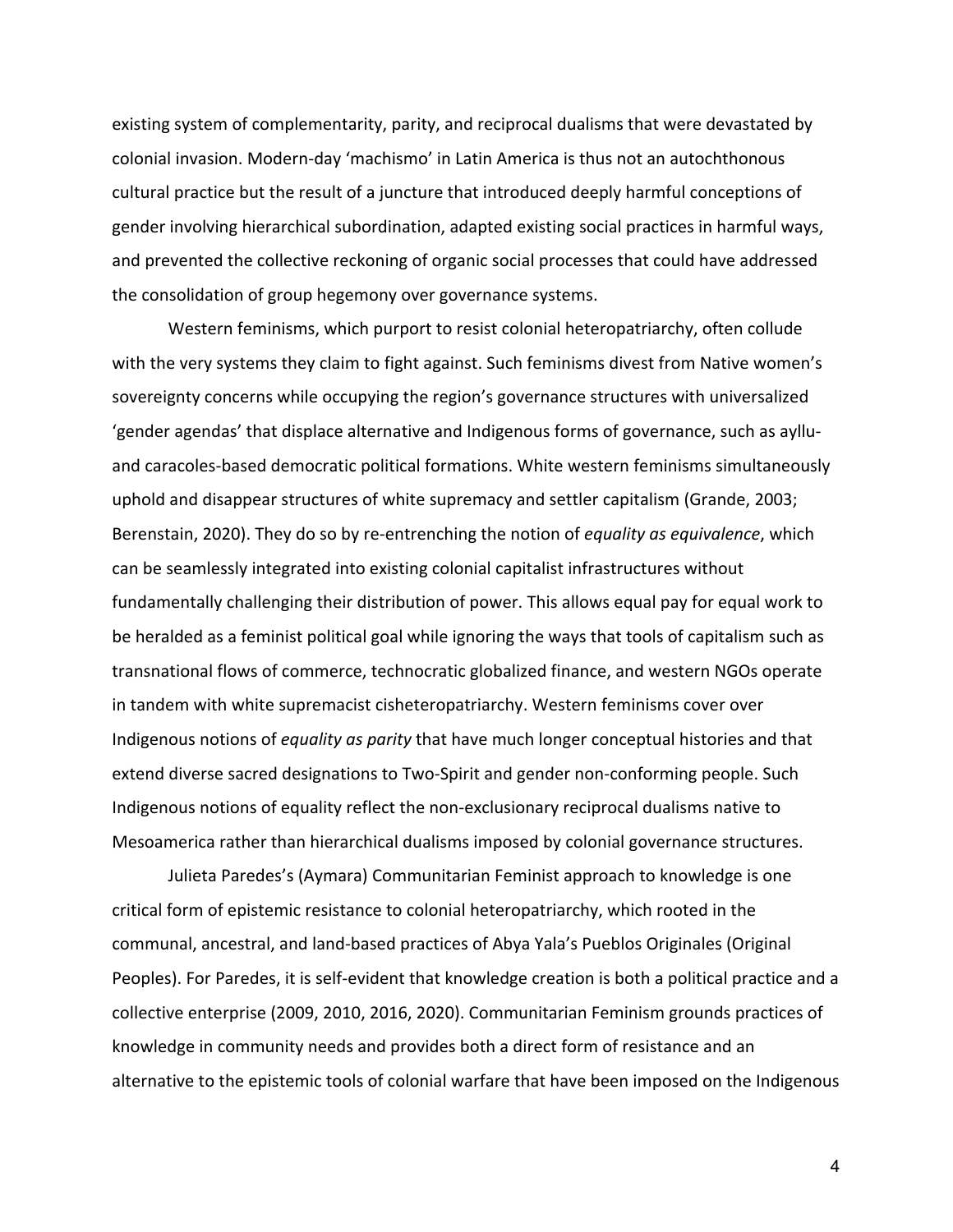existing system of complementarity, parity, and reciprocal dualisms that were devastated by colonial invasion. Modern-day 'machismo' in Latin America is thus not an autochthonous cultural practice but the result of a juncture that introduced deeply harmful conceptions of gender involving hierarchical subordination, adapted existing social practices in harmful ways, and prevented the collective reckoning of organic social processes that could have addressed the consolidation of group hegemony over governance systems.

Western feminisms, which purport to resist colonial heteropatriarchy, often collude with the very systems they claim to fight against. Such feminisms divest from Native women's sovereignty concerns while occupying the region's governance structures with universalized 'gender agendas' that displace alternative and Indigenous forms of governance, such as ayllu- and caracoles-based democratic political formations. White western feminisms simultaneously uphold and disappear structures of white supremacy and settler capitalism (Grande, 2003; Berenstain, 2020). They do so by re-entrenching the notion of *equality as equivalence*, which can be seamlessly integrated into existing colonial capitalist infrastructures without fundamentally challenging their distribution of power. This allows equal pay for equal work to be heralded as a feminist political goal while ignoring the ways that tools of capitalism such as transnational flows of commerce, technocratic globalized finance, and western NGOs operate in tandem with white supremacist cisheteropatriarchy. Western feminisms cover over Indigenous notions of *equality as parity* that have much longer conceptual histories and that extend diverse sacred designations to Two-Spirit and gender non-conforming people. Such Indigenous notions of equality reflect the non-exclusionary reciprocal dualisms native to Mesoamerica rather than hierarchical dualisms imposed by colonial governance structures.

Julieta Paredes's (Aymara) Communitarian Feminist approach to knowledge is one critical form of epistemic resistance to colonial heteropatriarchy, which rooted in the communal, ancestral, and land-based practices of Abya Yala's Pueblos Originales (Original Peoples). For Paredes, it is self-evident that knowledge creation is both a political practice and a collective enterprise (2009, 2010, 2016, 2020). Communitarian Feminism grounds practices of knowledge in community needs and provides both a direct form of resistance and an alternative to the epistemic tools of colonial warfare that have been imposed on the Indigenous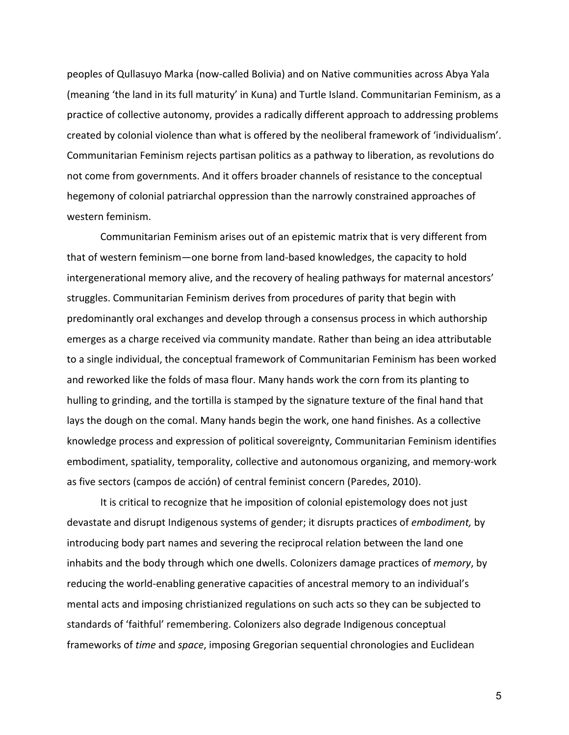peoples of Qullasuyo Marka (now-called Bolivia) and on Native communities across Abya Yala (meaning 'the land in its full maturity' in Kuna) and Turtle Island. Communitarian Feminism, as a practice of collective autonomy, provides a radically different approach to addressing problems created by colonial violence than what is offered by the neoliberal framework of 'individualism'. Communitarian Feminism rejects partisan politics as a pathway to liberation, as revolutions do not come from governments. And it offers broader channels of resistance to the conceptual hegemony of colonial patriarchal oppression than the narrowly constrained approaches of western feminism.

Communitarian Feminism arises out of an epistemic matrix that is very different from that of western feminism—one borne from land-based knowledges, the capacity to hold intergenerational memory alive, and the recovery of healing pathways for maternal ancestors' struggles. Communitarian Feminism derives from procedures of parity that begin with predominantly oral exchanges and develop through a consensus process in which authorship emerges as a charge received via community mandate. Rather than being an idea attributable to a single individual, the conceptual framework of Communitarian Feminism has been worked and reworked like the folds of masa flour. Many hands work the corn from its planting to hulling to grinding, and the tortilla is stamped by the signature texture of the final hand that lays the dough on the comal. Many hands begin the work, one hand finishes. As a collective knowledge process and expression of political sovereignty, Communitarian Feminism identifies embodiment, spatiality, temporality, collective and autonomous organizing, and memory-work as five sectors (campos de acción) of central feminist concern (Paredes, 2010).

It is critical to recognize that he imposition of colonial epistemology does not just devastate and disrupt Indigenous systems of gender; it disrupts practices of *embodiment,* by introducing body part names and severing the reciprocal relation between the land one inhabits and the body through which one dwells. Colonizers damage practices of *memory*, by reducing the world-enabling generative capacities of ancestral memory to an individual's mental acts and imposing christianized regulations on such acts so they can be subjected to standards of 'faithful' remembering. Colonizers also degrade Indigenous conceptual frameworks of *time* and *space*, imposing Gregorian sequential chronologies and Euclidean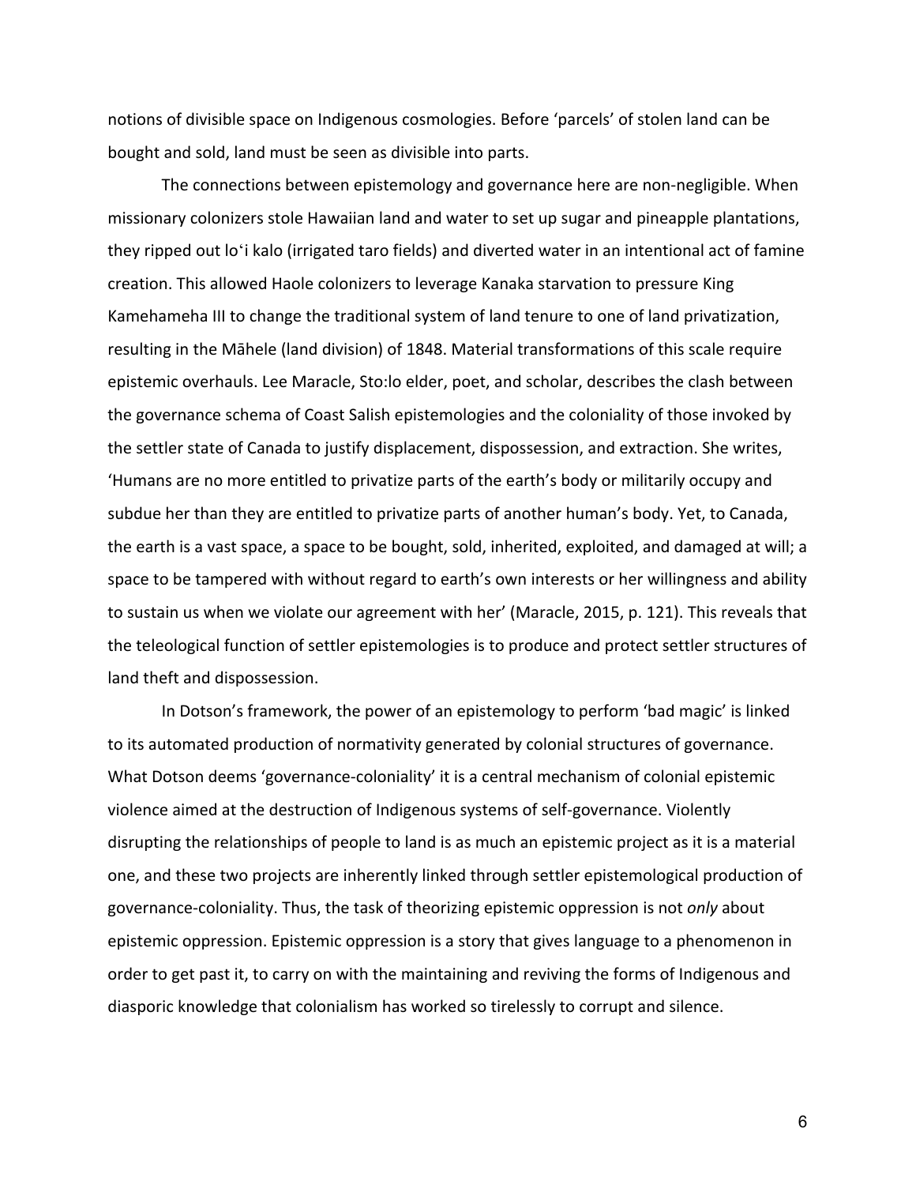notions of divisible space on Indigenous cosmologies. Before 'parcels' of stolen land can be bought and sold, land must be seen as divisible into parts.

The connections between epistemology and governance here are non-negligible. When missionary colonizers stole Hawaiian land and water to set up sugar and pineapple plantations, they ripped out loʻi kalo (irrigated taro fields) and diverted water in an intentional act of famine creation. This allowed Haole colonizers to leverage Kanaka starvation to pressure King Kamehameha III to change the traditional system of land tenure to one of land privatization, resulting in the Māhele (land division) of 1848. Material transformations of this scale require epistemic overhauls. Lee Maracle, Sto:lo elder, poet, and scholar, describes the clash between the governance schema of Coast Salish epistemologies and the coloniality of those invoked by the settler state of Canada to justify displacement, dispossession, and extraction. She writes, 'Humans are no more entitled to privatize parts of the earth's body or militarily occupy and subdue her than they are entitled to privatize parts of another human's body. Yet, to Canada, the earth is a vast space, a space to be bought, sold, inherited, exploited, and damaged at will; a space to be tampered with without regard to earth's own interests or her willingness and ability to sustain us when we violate our agreement with her' (Maracle, 2015, p. 121). This reveals that the teleological function of settler epistemologies is to produce and protect settler structures of land theft and dispossession.

In Dotson's framework, the power of an epistemology to perform 'bad magic' is linked to its automated production of normativity generated by colonial structures of governance. What Dotson deems 'governance-coloniality' it is a central mechanism of colonial epistemic violence aimed at the destruction of Indigenous systems of self-governance. Violently disrupting the relationships of people to land is as much an epistemic project as it is a material one, and these two projects are inherently linked through settler epistemological production of governance-coloniality. Thus, the task of theorizing epistemic oppression is not *only* about epistemic oppression. Epistemic oppression is a story that gives language to a phenomenon in order to get past it, to carry on with the maintaining and reviving the forms of Indigenous and diasporic knowledge that colonialism has worked so tirelessly to corrupt and silence.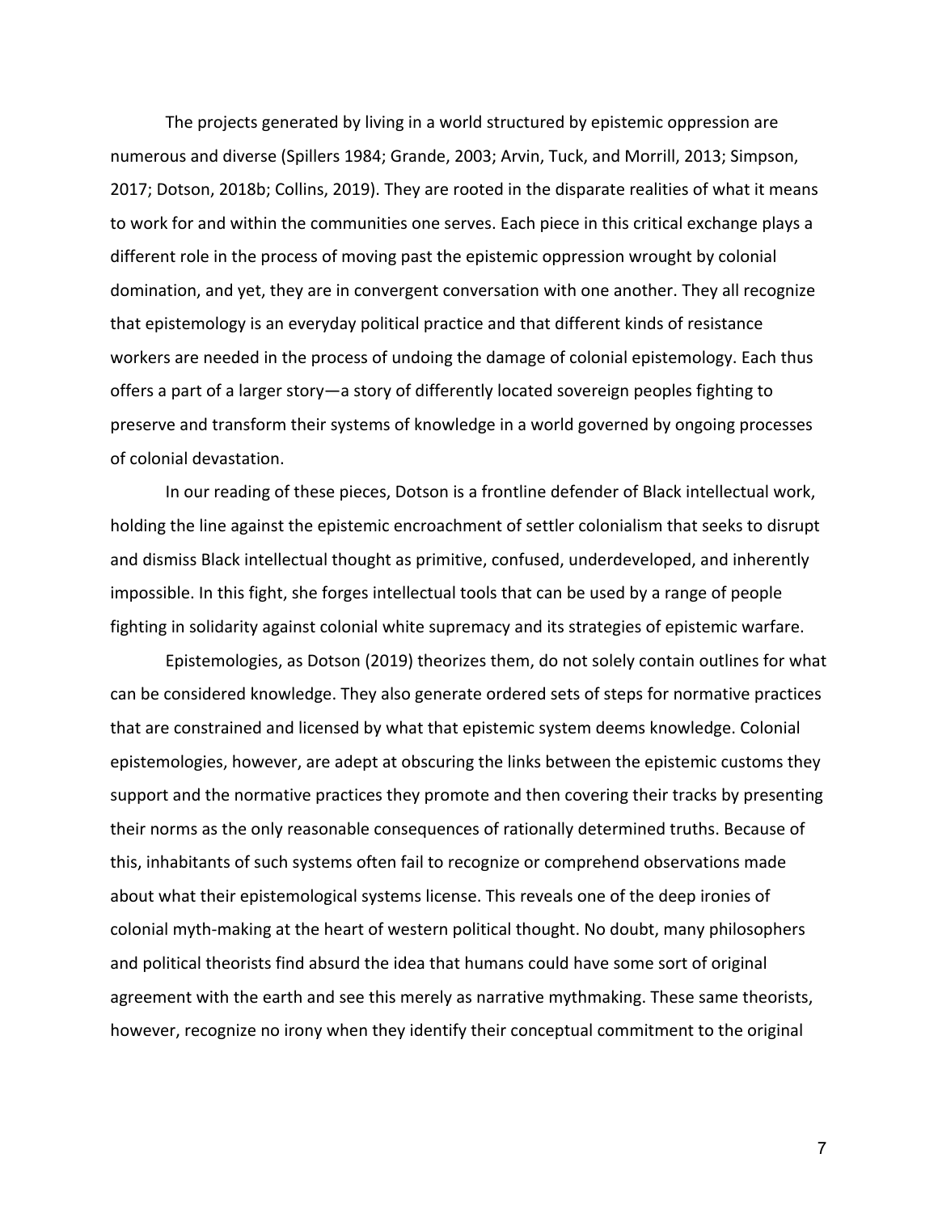The projects generated by living in a world structured by epistemic oppression are numerous and diverse (Spillers 1984; Grande, 2003; Arvin, Tuck, and Morrill, 2013; Simpson, 2017; Dotson, 2018b; Collins, 2019). They are rooted in the disparate realities of what it means to work for and within the communities one serves. Each piece in this critical exchange plays a different role in the process of moving past the epistemic oppression wrought by colonial domination, and yet, they are in convergent conversation with one another. They all recognize that epistemology is an everyday political practice and that different kinds of resistance workers are needed in the process of undoing the damage of colonial epistemology. Each thus offers a part of a larger story—a story of differently located sovereign peoples fighting to preserve and transform their systems of knowledge in a world governed by ongoing processes of colonial devastation.

In our reading of these pieces, Dotson is a frontline defender of Black intellectual work, holding the line against the epistemic encroachment of settler colonialism that seeks to disrupt and dismiss Black intellectual thought as primitive, confused, underdeveloped, and inherently impossible. In this fight, she forges intellectual tools that can be used by a range of people fighting in solidarity against colonial white supremacy and its strategies of epistemic warfare.

Epistemologies, as Dotson (2019) theorizes them, do not solely contain outlines for what can be considered knowledge. They also generate ordered sets of steps for normative practices that are constrained and licensed by what that epistemic system deems knowledge. Colonial epistemologies, however, are adept at obscuring the links between the epistemic customs they support and the normative practices they promote and then covering their tracks by presenting their norms as the only reasonable consequences of rationally determined truths. Because of this, inhabitants of such systems often fail to recognize or comprehend observations made about what their epistemological systems license. This reveals one of the deep ironies of colonial myth-making at the heart of western political thought. No doubt, many philosophers and political theorists find absurd the idea that humans could have some sort of original agreement with the earth and see this merely as narrative mythmaking. These same theorists, however, recognize no irony when they identify their conceptual commitment to the original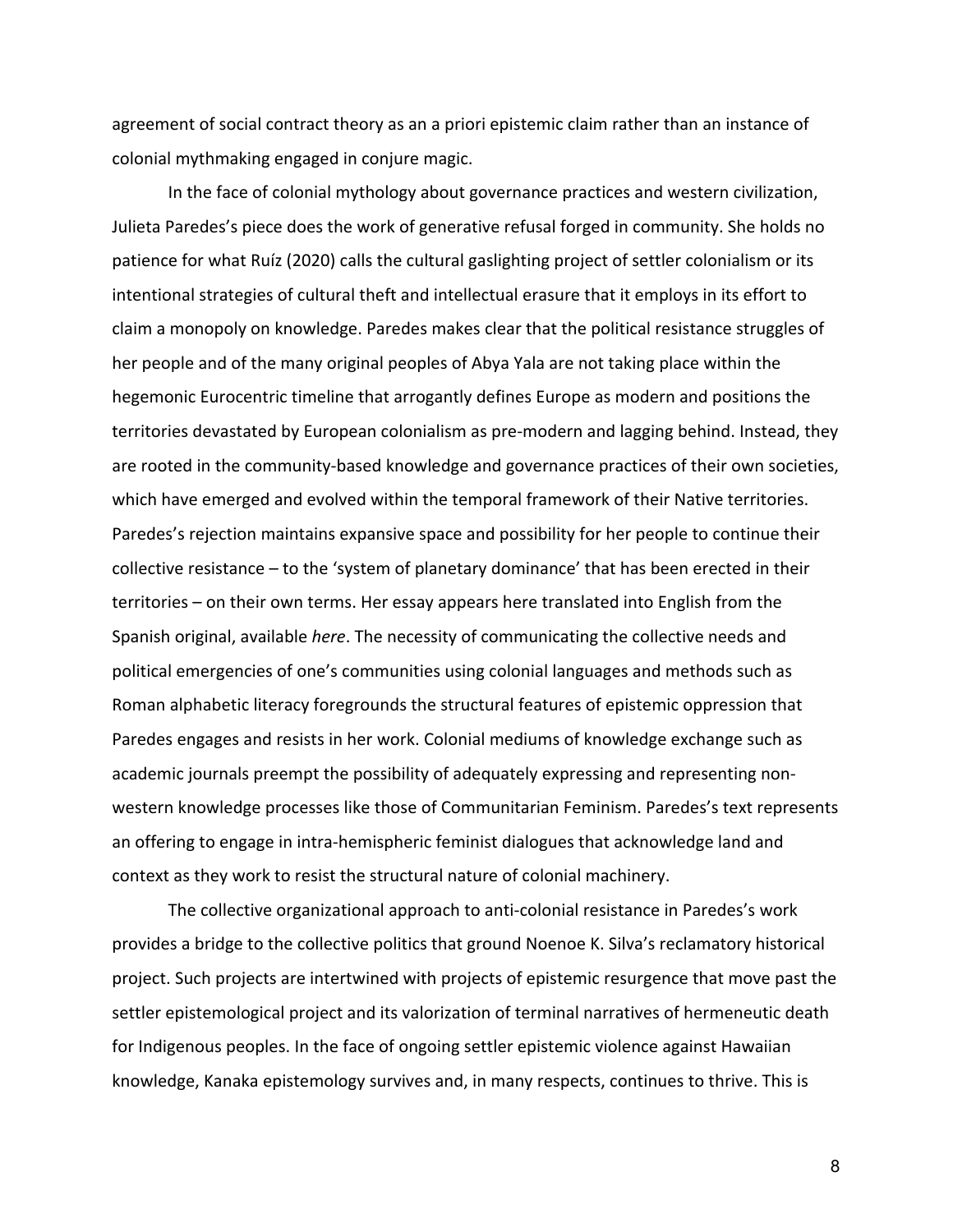agreement of social contract theory as an a priori epistemic claim rather than an instance of colonial mythmaking engaged in conjure magic.

In the face of colonial mythology about governance practices and western civilization, Julieta Paredes's piece does the work of generative refusal forged in community. She holds no patience for what Ruíz (2020) calls the cultural gaslighting project of settler colonialism or its intentional strategies of cultural theft and intellectual erasure that it employs in its effort to claim a monopoly on knowledge. Paredes makes clear that the political resistance struggles of her people and of the many original peoples of Abya Yala are not taking place within the hegemonic Eurocentric timeline that arrogantly defines Europe as modern and positions the territories devastated by European colonialism as pre-modern and lagging behind. Instead, they are rooted in the community-based knowledge and governance practices of their own societies, which have emerged and evolved within the temporal framework of their Native territories. Paredes's rejection maintains expansive space and possibility for her people to continue their collective resistance – to the 'system of planetary dominance' that has been erected in their territories – on their own terms. Her essay appears here translated into English from the Spanish original, available *here*. The necessity of communicating the collective needs and political emergencies of one's communities using colonial languages and methods such as Roman alphabetic literacy foregrounds the structural features of epistemic oppression that Paredes engages and resists in her work. Colonial mediums of knowledge exchange such as academic journals preempt the possibility of adequately expressing and representing non-western knowledge processes like those of Communitarian Feminism. Paredes's text represents an offering to engage in intra-hemispheric feminist dialogues that acknowledge land and context as they work to resist the structural nature of colonial machinery.

The collective organizational approach to anti-colonial resistance in Paredes's work provides a bridge to the collective politics that ground Noenoe K. Silva's reclamatory historical project. Such projects are intertwined with projects of epistemic resurgence that move past the settler epistemological project and its valorization of terminal narratives of hermeneutic death for Indigenous peoples. In the face of ongoing settler epistemic violence against Hawaiian knowledge, Kanaka epistemology survives and, in many respects, continues to thrive. This is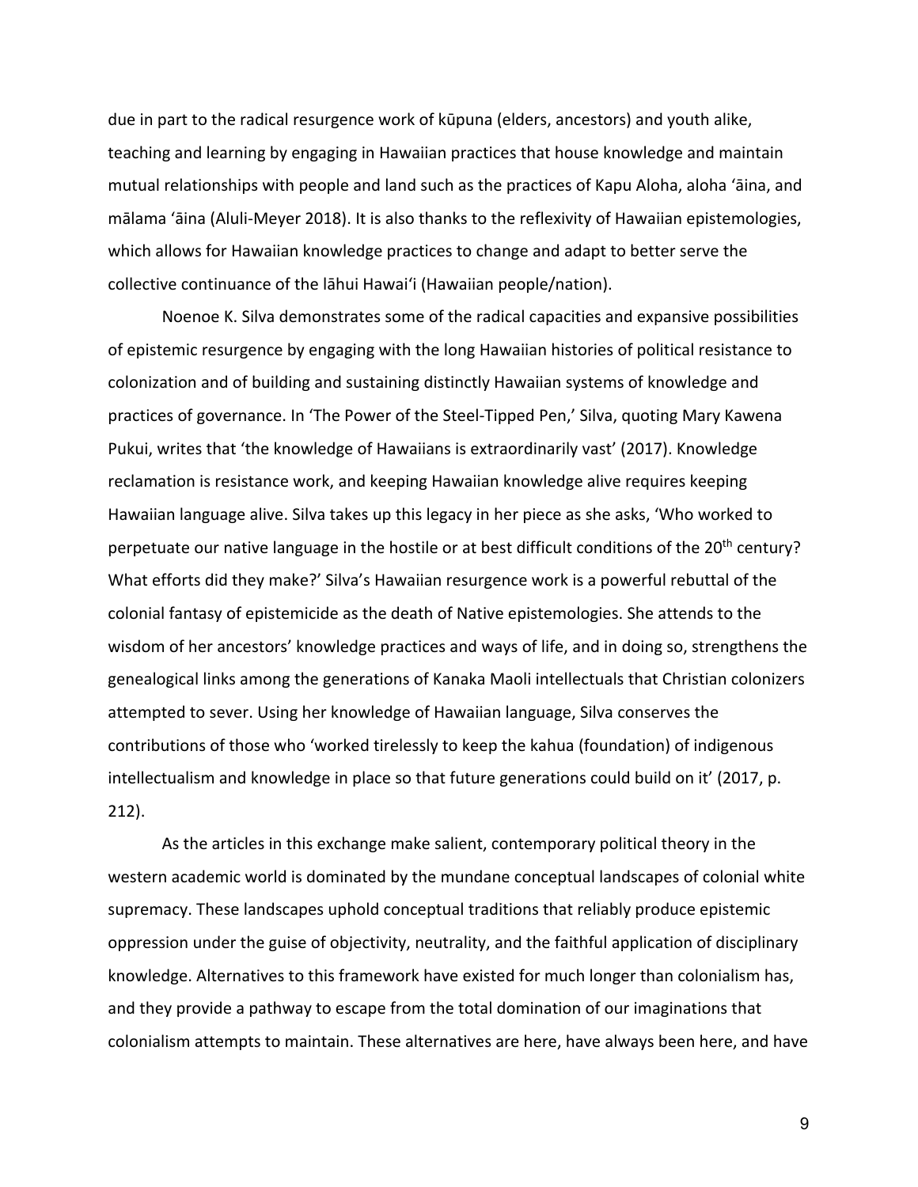due in part to the radical resurgence work of kūpuna (elders, ancestors) and youth alike, teaching and learning by engaging in Hawaiian practices that house knowledge and maintain mutual relationships with people and land such as the practices of Kapu Aloha, aloha ʻāina, and mālama ʻāina (Aluli-Meyer 2018). It is also thanks to the reflexivity of Hawaiian epistemologies, which allows for Hawaiian knowledge practices to change and adapt to better serve the collective continuance of the lāhui Hawaiʻi (Hawaiian people/nation).

Noenoe K. Silva demonstrates some of the radical capacities and expansive possibilities of epistemic resurgence by engaging with the long Hawaiian histories of political resistance to colonization and of building and sustaining distinctly Hawaiian systems of knowledge and practices of governance. In 'The Power of the Steel-Tipped Pen,' Silva, quoting Mary Kawena Pukui, writes that 'the knowledge of Hawaiians is extraordinarily vast' (2017). Knowledge reclamation is resistance work, and keeping Hawaiian knowledge alive requires keeping Hawaiian language alive. Silva takes up this legacy in her piece as she asks, 'Who worked to perpetuate our native language in the hostile or at best difficult conditions of the 20th century? What efforts did they make?' Silva's Hawaiian resurgence work is a powerful rebuttal of the colonial fantasy of epistemicide as the death of Native epistemologies. She attends to the wisdom of her ancestors' knowledge practices and ways of life, and in doing so, strengthens the genealogical links among the generations of Kanaka Maoli intellectuals that Christian colonizers attempted to sever. Using her knowledge of Hawaiian language, Silva conserves the contributions of those who 'worked tirelessly to keep the kahua (foundation) of indigenous intellectualism and knowledge in place so that future generations could build on it' (2017, p. 212).

As the articles in this exchange make salient, contemporary political theory in the western academic world is dominated by the mundane conceptual landscapes of colonial white supremacy. These landscapes uphold conceptual traditions that reliably produce epistemic oppression under the guise of objectivity, neutrality, and the faithful application of disciplinary knowledge. Alternatives to this framework have existed for much longer than colonialism has, and they provide a pathway to escape from the total domination of our imaginations that colonialism attempts to maintain. These alternatives are here, have always been here, and have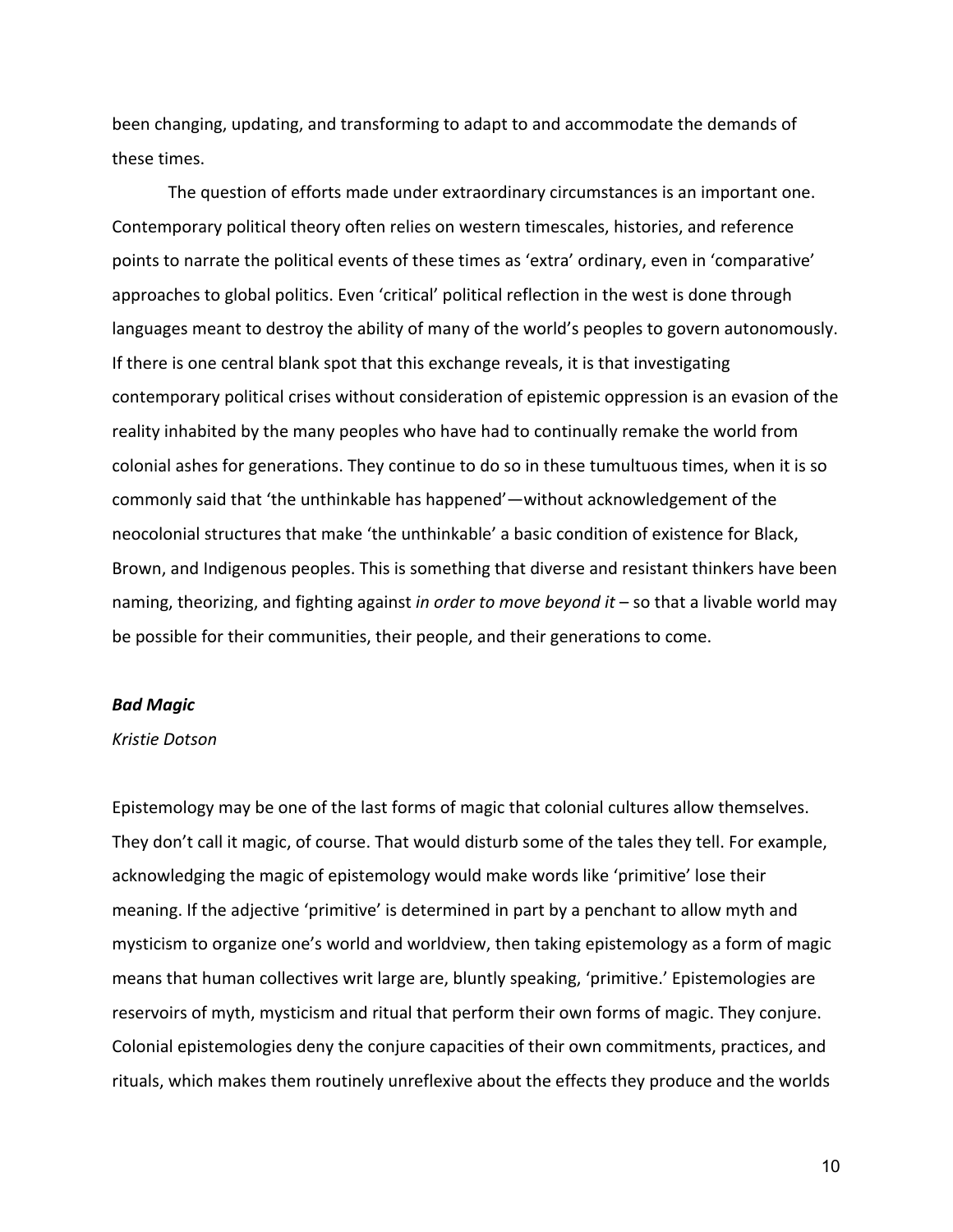been changing, updating, and transforming to adapt to and accommodate the demands of these times.

The question of efforts made under extraordinary circumstances is an important one. Contemporary political theory often relies on western timescales, histories, and reference points to narrate the political events of these times as 'extra' ordinary, even in 'comparative' approaches to global politics. Even 'critical' political reflection in the west is done through languages meant to destroy the ability of many of the world's peoples to govern autonomously. If there is one central blank spot that this exchange reveals, it is that investigating contemporary political crises without consideration of epistemic oppression is an evasion of the reality inhabited by the many peoples who have had to continually remake the world from colonial ashes for generations. They continue to do so in these tumultuous times, when it is so commonly said that 'the unthinkable has happened'—without acknowledgement of the neocolonial structures that make 'the unthinkable' a basic condition of existence for Black, Brown, and Indigenous peoples. This is something that diverse and resistant thinkers have been naming, theorizing, and fighting against *in order to move beyond it* – so that a livable world may be possible for their communities, their people, and their generations to come.

### ***Bad Magic***

*Kristie Dotson*

Epistemology may be one of the last forms of magic that colonial cultures allow themselves. They don't call it magic, of course. That would disturb some of the tales they tell. For example, acknowledging the magic of epistemology would make words like 'primitive' lose their meaning. If the adjective 'primitive' is determined in part by a penchant to allow myth and mysticism to organize one's world and worldview, then taking epistemology as a form of magic means that human collectives writ large are, bluntly speaking, 'primitive.' Epistemologies are reservoirs of myth, mysticism and ritual that perform their own forms of magic. They conjure. Colonial epistemologies deny the conjure capacities of their own commitments, practices, and rituals, which makes them routinely unreflexive about the effects they produce and the worlds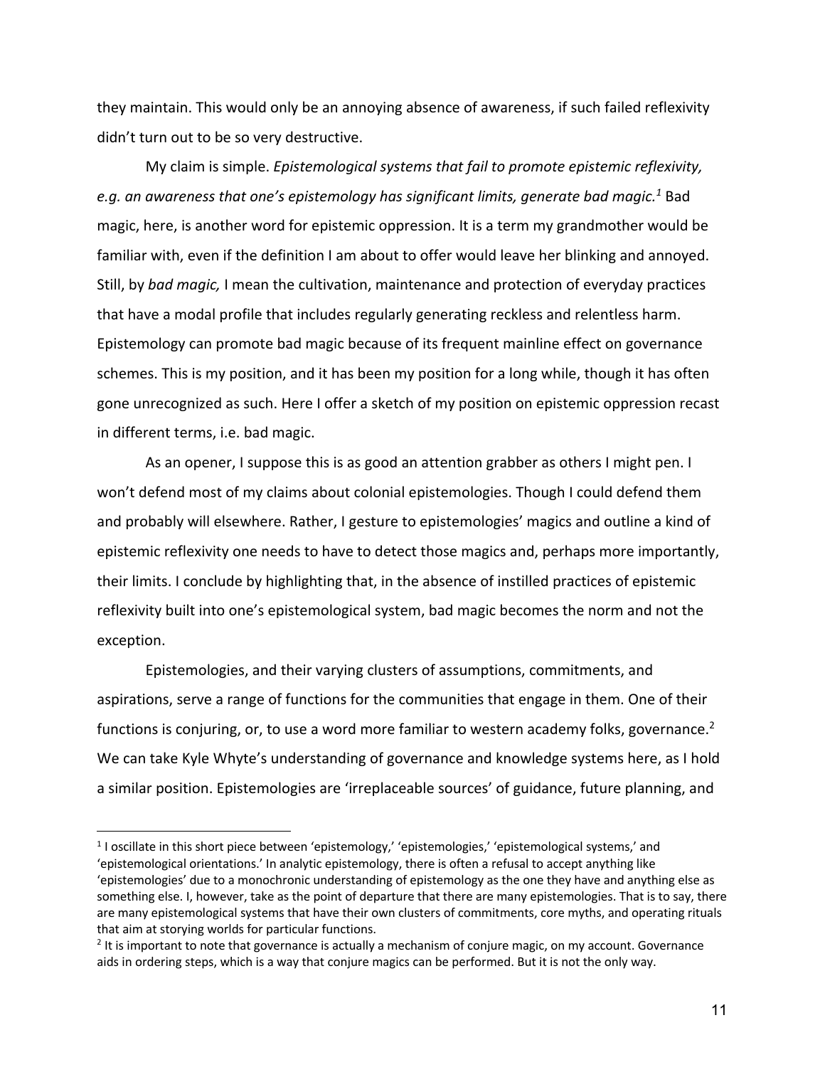they maintain. This would only be an annoying absence of awareness, if such failed reflexivity didn't turn out to be so very destructive.

My claim is simple. *Epistemological systems that fail to promote epistemic reflexivity, e.g. an awareness that one's epistemology has significant limits, generate bad magic.*[1] Bad magic, here, is another word for epistemic oppression. It is a term my grandmother would be familiar with, even if the definition I am about to offer would leave her blinking and annoyed. Still, by *bad magic,* I mean the cultivation, maintenance and protection of everyday practices that have a modal profile that includes regularly generating reckless and relentless harm. Epistemology can promote bad magic because of its frequent mainline effect on governance schemes. This is my position, and it has been my position for a long while, though it has often gone unrecognized as such. Here I offer a sketch of my position on epistemic oppression recast in different terms, i.e. bad magic.

As an opener, I suppose this is as good an attention grabber as others I might pen. I won't defend most of my claims about colonial epistemologies. Though I could defend them and probably will elsewhere. Rather, I gesture to epistemologies' magics and outline a kind of epistemic reflexivity one needs to have to detect those magics and, perhaps more importantly, their limits. I conclude by highlighting that, in the absence of instilled practices of epistemic reflexivity built into one's epistemological system, bad magic becomes the norm and not the exception.

Epistemologies, and their varying clusters of assumptions, commitments, and aspirations, serve a range of functions for the communities that engage in them. One of their functions is conjuring, or, to use a word more familiar to western academy folks, governance.[2] We can take Kyle Whyte's understanding of governance and knowledge systems here, as I hold a similar position. Epistemologies are 'irreplaceable sources' of guidance, future planning, and

---

[1] I oscillate in this short piece between 'epistemology,' 'epistemologies,' 'epistemological systems,' and 'epistemological orientations.' In analytic epistemology, there is often a refusal to accept anything like 'epistemologies' due to a monochronic understanding of epistemology as the one they have and anything else as something else. I, however, take as the point of departure that there are many epistemologies. That is to say, there are many epistemological systems that have their own clusters of commitments, core myths, and operating rituals that aim at storying worlds for particular functions.

[2] It is important to note that governance is actually a mechanism of conjure magic, on my account. Governance aids in ordering steps, which is a way that conjure magics can be performed. But it is not the only way.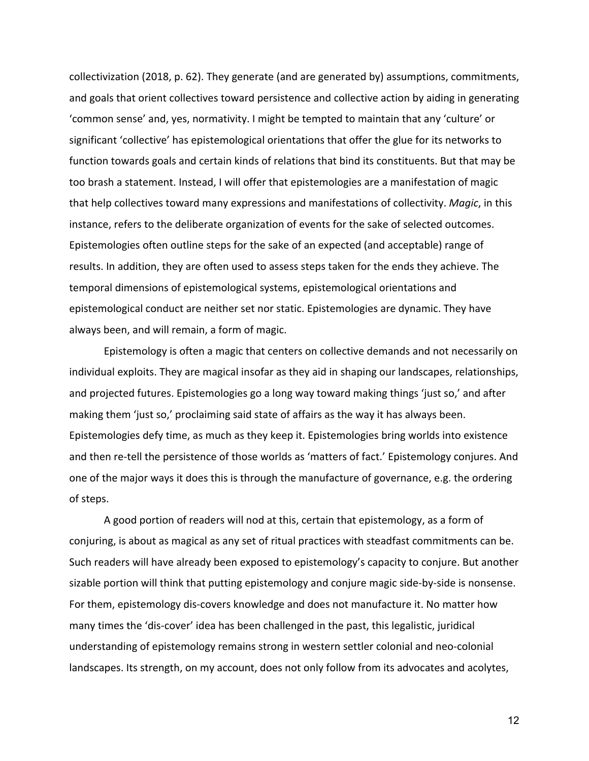collectivization (2018, p. 62). They generate (and are generated by) assumptions, commitments, and goals that orient collectives toward persistence and collective action by aiding in generating 'common sense' and, yes, normativity. I might be tempted to maintain that any 'culture' or significant 'collective' has epistemological orientations that offer the glue for its networks to function towards goals and certain kinds of relations that bind its constituents. But that may be too brash a statement. Instead, I will offer that epistemologies are a manifestation of magic that help collectives toward many expressions and manifestations of collectivity. *Magic*, in this instance, refers to the deliberate organization of events for the sake of selected outcomes. Epistemologies often outline steps for the sake of an expected (and acceptable) range of results. In addition, they are often used to assess steps taken for the ends they achieve. The temporal dimensions of epistemological systems, epistemological orientations and epistemological conduct are neither set nor static. Epistemologies are dynamic. They have always been, and will remain, a form of magic.

Epistemology is often a magic that centers on collective demands and not necessarily on individual exploits. They are magical insofar as they aid in shaping our landscapes, relationships, and projected futures. Epistemologies go a long way toward making things 'just so,' and after making them 'just so,' proclaiming said state of affairs as the way it has always been. Epistemologies defy time, as much as they keep it. Epistemologies bring worlds into existence and then re-tell the persistence of those worlds as 'matters of fact.' Epistemology conjures. And one of the major ways it does this is through the manufacture of governance, e.g. the ordering of steps.

A good portion of readers will nod at this, certain that epistemology, as a form of conjuring, is about as magical as any set of ritual practices with steadfast commitments can be. Such readers will have already been exposed to epistemology's capacity to conjure. But another sizable portion will think that putting epistemology and conjure magic side-by-side is nonsense. For them, epistemology dis-covers knowledge and does not manufacture it. No matter how many times the 'dis-cover' idea has been challenged in the past, this legalistic, juridical understanding of epistemology remains strong in western settler colonial and neo-colonial landscapes. Its strength, on my account, does not only follow from its advocates and acolytes,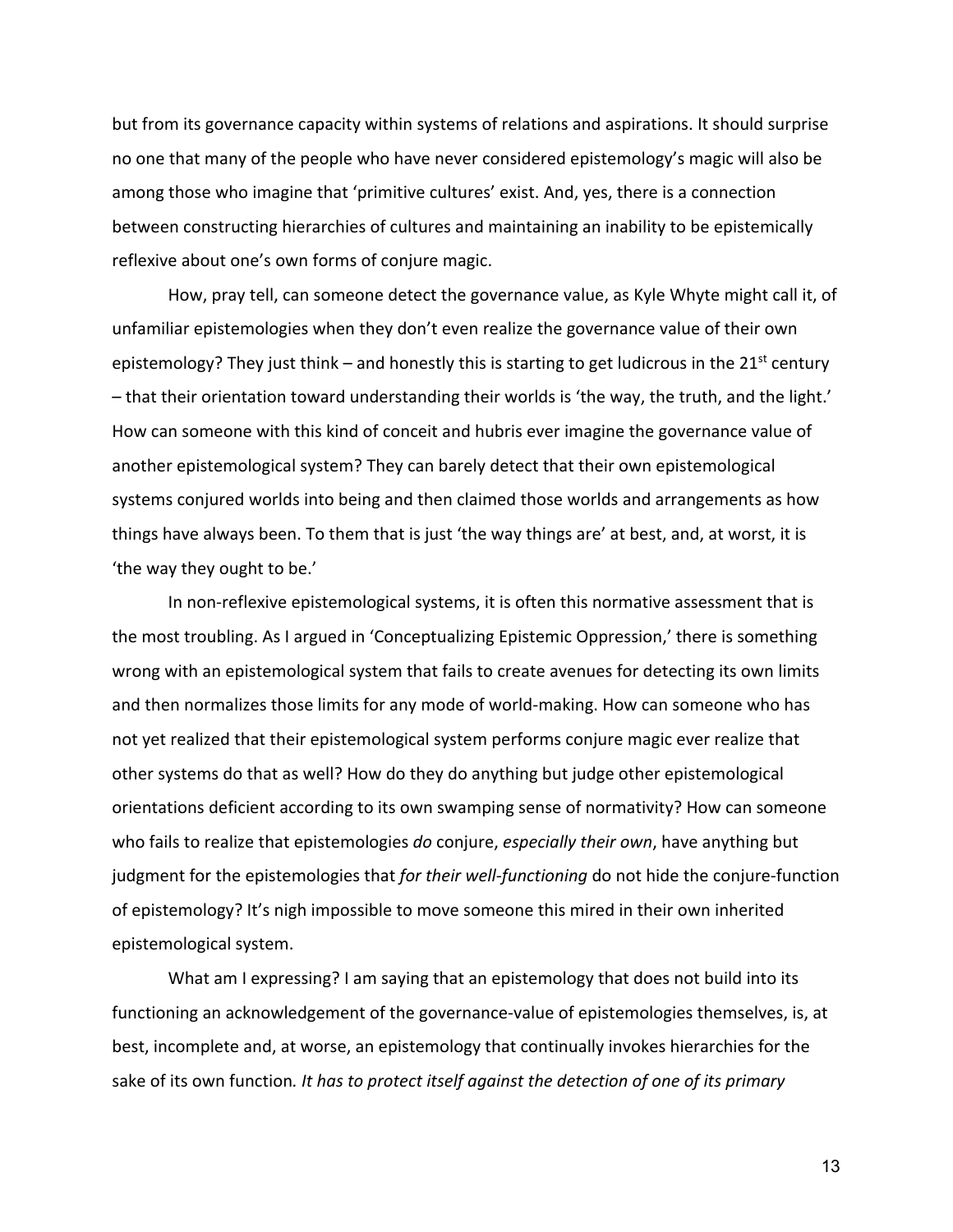but from its governance capacity within systems of relations and aspirations. It should surprise no one that many of the people who have never considered epistemology's magic will also be among those who imagine that 'primitive cultures' exist. And, yes, there is a connection between constructing hierarchies of cultures and maintaining an inability to be epistemically reflexive about one's own forms of conjure magic.

How, pray tell, can someone detect the governance value, as Kyle Whyte might call it, of unfamiliar epistemologies when they don't even realize the governance value of their own epistemology? They just think – and honestly this is starting to get ludicrous in the 21st century – that their orientation toward understanding their worlds is 'the way, the truth, and the light.' How can someone with this kind of conceit and hubris ever imagine the governance value of another epistemological system? They can barely detect that their own epistemological systems conjured worlds into being and then claimed those worlds and arrangements as how things have always been. To them that is just 'the way things are' at best, and, at worst, it is 'the way they ought to be.'

In non-reflexive epistemological systems, it is often this normative assessment that is the most troubling. As I argued in 'Conceptualizing Epistemic Oppression,' there is something wrong with an epistemological system that fails to create avenues for detecting its own limits and then normalizes those limits for any mode of world-making. How can someone who has not yet realized that their epistemological system performs conjure magic ever realize that other systems do that as well? How do they do anything but judge other epistemological orientations deficient according to its own swamping sense of normativity? How can someone who fails to realize that epistemologies *do* conjure, *especially their own*, have anything but judgment for the epistemologies that *for their well-functioning* do not hide the conjure-function of epistemology? It's nigh impossible to move someone this mired in their own inherited epistemological system.

What am I expressing? I am saying that an epistemology that does not build into its functioning an acknowledgement of the governance-value of epistemologies themselves, is, at best, incomplete and, at worse, an epistemology that continually invokes hierarchies for the sake of its own function. *It has to protect itself against the detection of one of its primary*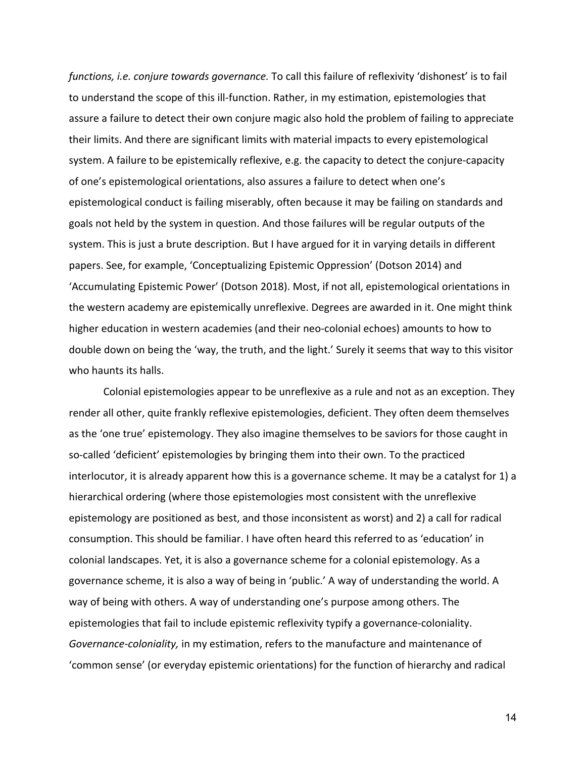*functions, i.e. conjure towards governance.* To call this failure of reflexivity 'dishonest' is to fail to understand the scope of this ill-function. Rather, in my estimation, epistemologies that assure a failure to detect their own conjure magic also hold the problem of failing to appreciate their limits. And there are significant limits with material impacts to every epistemological system. A failure to be epistemically reflexive, e.g. the capacity to detect the conjure-capacity of one's epistemological orientations, also assures a failure to detect when one's epistemological conduct is failing miserably, often because it may be failing on standards and goals not held by the system in question. And those failures will be regular outputs of the system. This is just a brute description. But I have argued for it in varying details in different papers. See, for example, 'Conceptualizing Epistemic Oppression' (Dotson 2014) and 'Accumulating Epistemic Power' (Dotson 2018). Most, if not all, epistemological orientations in the western academy are epistemically unreflexive. Degrees are awarded in it. One might think higher education in western academies (and their neo-colonial echoes) amounts to how to double down on being the 'way, the truth, and the light.' Surely it seems that way to this visitor who haunts its halls.

Colonial epistemologies appear to be unreflexive as a rule and not as an exception. They render all other, quite frankly reflexive epistemologies, deficient. They often deem themselves as the 'one true' epistemology. They also imagine themselves to be saviors for those caught in so-called 'deficient' epistemologies by bringing them into their own. To the practiced interlocutor, it is already apparent how this is a governance scheme. It may be a catalyst for 1) a hierarchical ordering (where those epistemologies most consistent with the unreflexive epistemology are positioned as best, and those inconsistent as worst) and 2) a call for radical consumption. This should be familiar. I have often heard this referred to as 'education' in colonial landscapes. Yet, it is also a governance scheme for a colonial epistemology. As a governance scheme, it is also a way of being in 'public.' A way of understanding the world. A way of being with others. A way of understanding one's purpose among others. The epistemologies that fail to include epistemic reflexivity typify a governance-coloniality. *Governance-coloniality,* in my estimation, refers to the manufacture and maintenance of 'common sense' (or everyday epistemic orientations) for the function of hierarchy and radical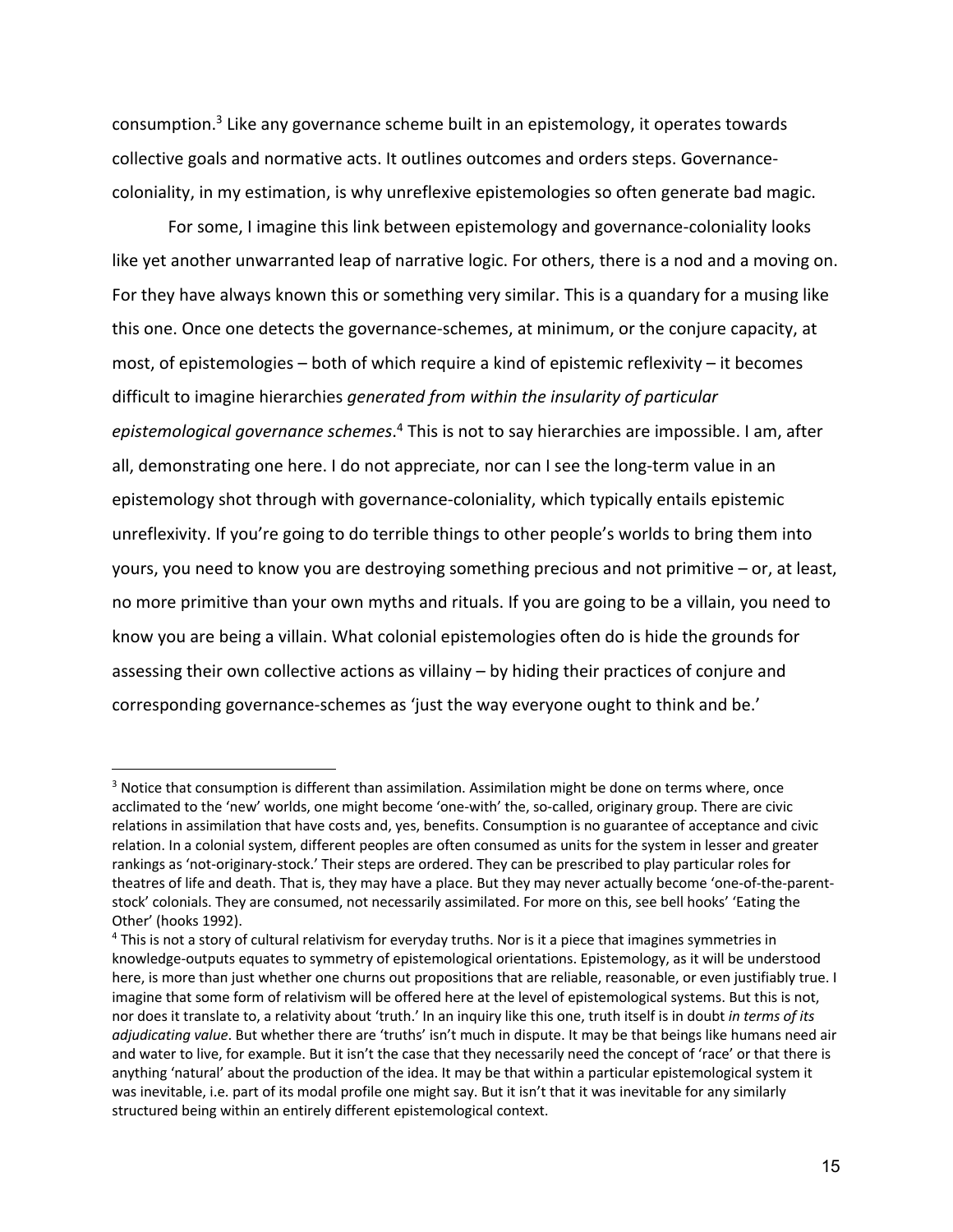consumption.[3] Like any governance scheme built in an epistemology, it operates towards collective goals and normative acts. It outlines outcomes and orders steps. Governance-coloniality, in my estimation, is why unreflexive epistemologies so often generate bad magic.

For some, I imagine this link between epistemology and governance-coloniality looks like yet another unwarranted leap of narrative logic. For others, there is a nod and a moving on. For they have always known this or something very similar. This is a quandary for a musing like this one. Once one detects the governance-schemes, at minimum, or the conjure capacity, at most, of epistemologies – both of which require a kind of epistemic reflexivity – it becomes difficult to imagine hierarchies *generated from within the insularity of particular epistemological governance schemes*.[4] This is not to say hierarchies are impossible. I am, after all, demonstrating one here. I do not appreciate, nor can I see the long-term value in an epistemology shot through with governance-coloniality, which typically entails epistemic unreflexivity. If you're going to do terrible things to other people's worlds to bring them into yours, you need to know you are destroying something precious and not primitive – or, at least, no more primitive than your own myths and rituals. If you are going to be a villain, you need to know you are being a villain. What colonial epistemologies often do is hide the grounds for assessing their own collective actions as villainy – by hiding their practices of conjure and corresponding governance-schemes as 'just the way everyone ought to think and be.'

---

[3] Notice that consumption is different than assimilation. Assimilation might be done on terms where, once acclimated to the 'new' worlds, one might become 'one-with' the, so-called, originary group. There are civic relations in assimilation that have costs and, yes, benefits. Consumption is no guarantee of acceptance and civic relation. In a colonial system, different peoples are often consumed as units for the system in lesser and greater rankings as 'not-originary-stock.' Their steps are ordered. They can be prescribed to play particular roles for theatres of life and death. That is, they may have a place. But they may never actually become 'one-of-the-parent-stock' colonials. They are consumed, not necessarily assimilated. For more on this, see bell hooks' 'Eating the Other' (hooks 1992).

[4] This is not a story of cultural relativism for everyday truths. Nor is it a piece that imagines symmetries in knowledge-outputs equates to symmetry of epistemological orientations. Epistemology, as it will be understood here, is more than just whether one churns out propositions that are reliable, reasonable, or even justifiably true. I imagine that some form of relativism will be offered here at the level of epistemological systems. But this is not, nor does it translate to, a relativity about 'truth.' In an inquiry like this one, truth itself is in doubt *in terms of its adjudicating value*. But whether there are 'truths' isn't much in dispute. It may be that beings like humans need air and water to live, for example. But it isn't the case that they necessarily need the concept of 'race' or that there is anything 'natural' about the production of the idea. It may be that within a particular epistemological system it was inevitable, i.e. part of its modal profile one might say. But it isn't that it was inevitable for any similarly structured being within an entirely different epistemological context.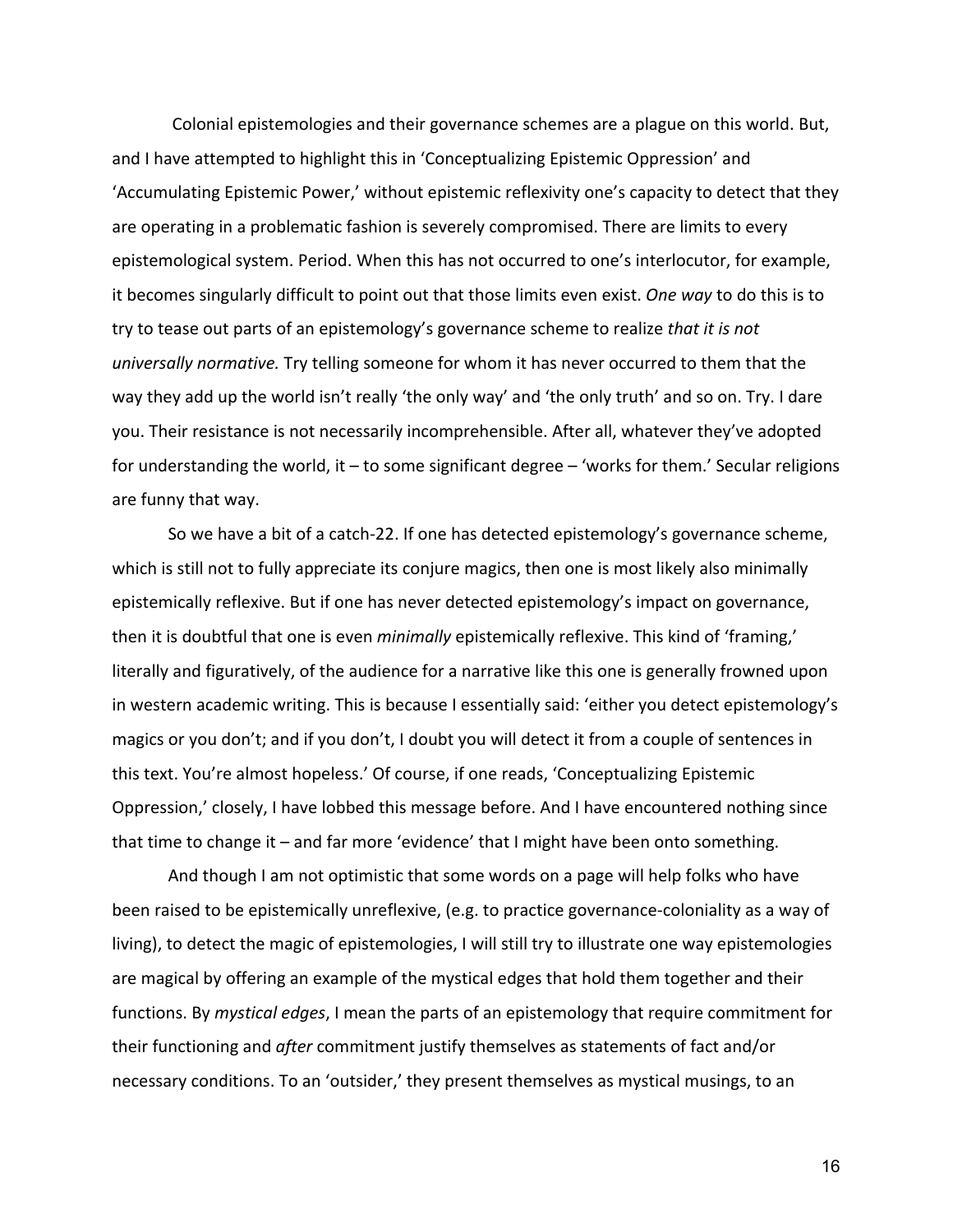Colonial epistemologies and their governance schemes are a plague on this world. But, and I have attempted to highlight this in 'Conceptualizing Epistemic Oppression' and 'Accumulating Epistemic Power,' without epistemic reflexivity one's capacity to detect that they are operating in a problematic fashion is severely compromised. There are limits to every epistemological system. Period. When this has not occurred to one's interlocutor, for example, it becomes singularly difficult to point out that those limits even exist. *One way* to do this is to try to tease out parts of an epistemology's governance scheme to realize *that it is not universally normative.* Try telling someone for whom it has never occurred to them that the way they add up the world isn't really 'the only way' and 'the only truth' and so on. Try. I dare you. Their resistance is not necessarily incomprehensible. After all, whatever they've adopted for understanding the world, it – to some significant degree – 'works for them.' Secular religions are funny that way.

So we have a bit of a catch-22. If one has detected epistemology's governance scheme, which is still not to fully appreciate its conjure magics, then one is most likely also minimally epistemically reflexive. But if one has never detected epistemology's impact on governance, then it is doubtful that one is even *minimally* epistemically reflexive. This kind of 'framing,' literally and figuratively, of the audience for a narrative like this one is generally frowned upon in western academic writing. This is because I essentially said: 'either you detect epistemology's magics or you don't; and if you don't, I doubt you will detect it from a couple of sentences in this text. You're almost hopeless.' Of course, if one reads, 'Conceptualizing Epistemic Oppression,' closely, I have lobbed this message before. And I have encountered nothing since that time to change it – and far more 'evidence' that I might have been onto something.

And though I am not optimistic that some words on a page will help folks who have been raised to be epistemically unreflexive, (e.g. to practice governance-coloniality as a way of living), to detect the magic of epistemologies, I will still try to illustrate one way epistemologies are magical by offering an example of the mystical edges that hold them together and their functions. By *mystical edges*, I mean the parts of an epistemology that require commitment for their functioning and *after* commitment justify themselves as statements of fact and/or necessary conditions. To an 'outsider,' they present themselves as mystical musings, to an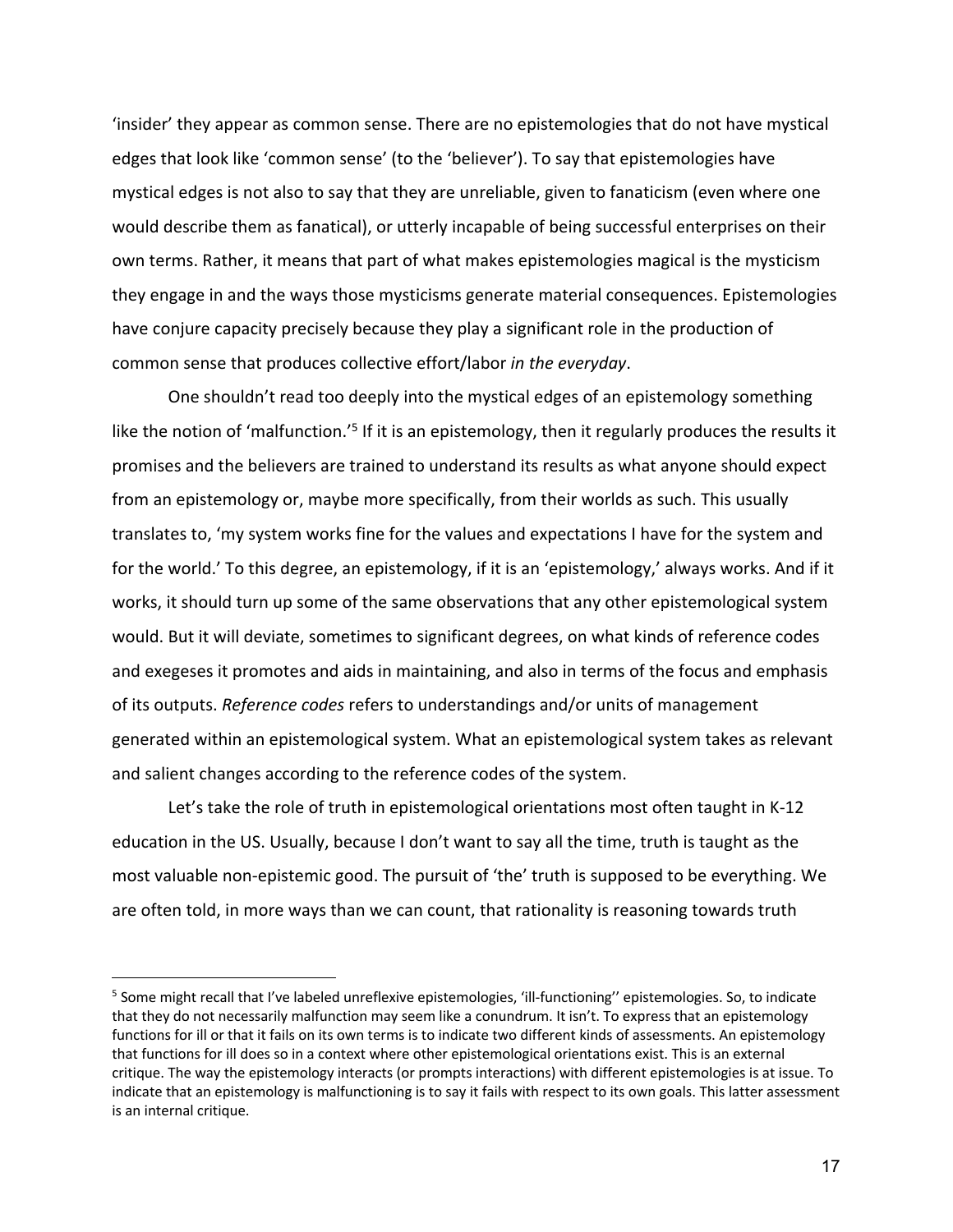'insider' they appear as common sense. There are no epistemologies that do not have mystical edges that look like 'common sense' (to the 'believer'). To say that epistemologies have mystical edges is not also to say that they are unreliable, given to fanaticism (even where one would describe them as fanatical), or utterly incapable of being successful enterprises on their own terms. Rather, it means that part of what makes epistemologies magical is the mysticism they engage in and the ways those mysticisms generate material consequences. Epistemologies have conjure capacity precisely because they play a significant role in the production of common sense that produces collective effort/labor *in the everyday*.

One shouldn't read too deeply into the mystical edges of an epistemology something like the notion of 'malfunction.'[5] If it is an epistemology, then it regularly produces the results it promises and the believers are trained to understand its results as what anyone should expect from an epistemology or, maybe more specifically, from their worlds as such. This usually translates to, 'my system works fine for the values and expectations I have for the system and for the world.' To this degree, an epistemology, if it is an 'epistemology,' always works. And if it works, it should turn up some of the same observations that any other epistemological system would. But it will deviate, sometimes to significant degrees, on what kinds of reference codes and exegeses it promotes and aids in maintaining, and also in terms of the focus and emphasis of its outputs. *Reference codes* refers to understandings and/or units of management generated within an epistemological system. What an epistemological system takes as relevant and salient changes according to the reference codes of the system.

Let's take the role of truth in epistemological orientations most often taught in K-12 education in the US. Usually, because I don't want to say all the time, truth is taught as the most valuable non-epistemic good. The pursuit of 'the' truth is supposed to be everything. We are often told, in more ways than we can count, that rationality is reasoning towards truth

[5] Some might recall that I've labeled unreflexive epistemologies, 'ill-functioning'' epistemologies. So, to indicate that they do not necessarily malfunction may seem like a conundrum. It isn't. To express that an epistemology functions for ill or that it fails on its own terms is to indicate two different kinds of assessments. An epistemology that functions for ill does so in a context where other epistemological orientations exist. This is an external critique. The way the epistemology interacts (or prompts interactions) with different epistemologies is at issue. To indicate that an epistemology is malfunctioning is to say it fails with respect to its own goals. This latter assessment is an internal critique.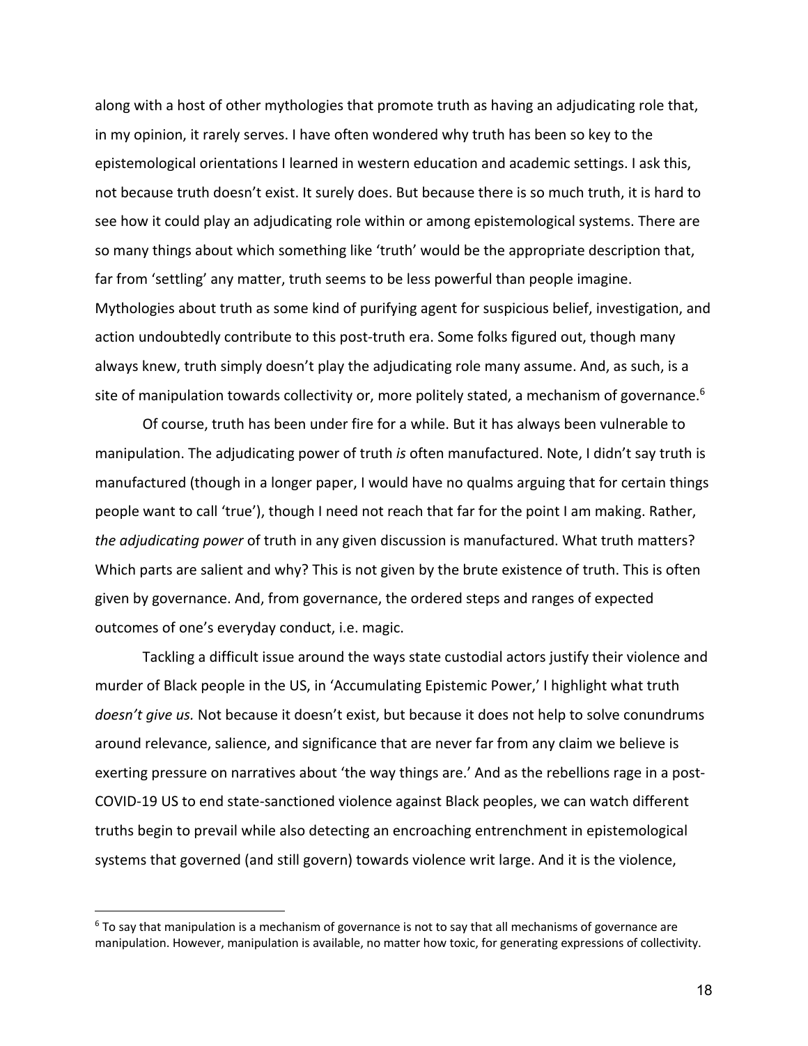along with a host of other mythologies that promote truth as having an adjudicating role that, in my opinion, it rarely serves. I have often wondered why truth has been so key to the epistemological orientations I learned in western education and academic settings. I ask this, not because truth doesn't exist. It surely does. But because there is so much truth, it is hard to see how it could play an adjudicating role within or among epistemological systems. There are so many things about which something like 'truth' would be the appropriate description that, far from 'settling' any matter, truth seems to be less powerful than people imagine. Mythologies about truth as some kind of purifying agent for suspicious belief, investigation, and action undoubtedly contribute to this post-truth era. Some folks figured out, though many always knew, truth simply doesn't play the adjudicating role many assume. And, as such, is a site of manipulation towards collectivity or, more politely stated, a mechanism of governance.[6]

Of course, truth has been under fire for a while. But it has always been vulnerable to manipulation. The adjudicating power of truth *is* often manufactured. Note, I didn't say truth is manufactured (though in a longer paper, I would have no qualms arguing that for certain things people want to call 'true'), though I need not reach that far for the point I am making. Rather, *the adjudicating power* of truth in any given discussion is manufactured. What truth matters? Which parts are salient and why? This is not given by the brute existence of truth. This is often given by governance. And, from governance, the ordered steps and ranges of expected outcomes of one's everyday conduct, i.e. magic.

Tackling a difficult issue around the ways state custodial actors justify their violence and murder of Black people in the US, in 'Accumulating Epistemic Power,' I highlight what truth *doesn't give us.* Not because it doesn't exist, but because it does not help to solve conundrums around relevance, salience, and significance that are never far from any claim we believe is exerting pressure on narratives about 'the way things are.' And as the rebellions rage in a post-COVID-19 US to end state-sanctioned violence against Black peoples, we can watch different truths begin to prevail while also detecting an encroaching entrenchment in epistemological systems that governed (and still govern) towards violence writ large. And it is the violence,

---

[6] To say that manipulation is a mechanism of governance is not to say that all mechanisms of governance are manipulation. However, manipulation is available, no matter how toxic, for generating expressions of collectivity.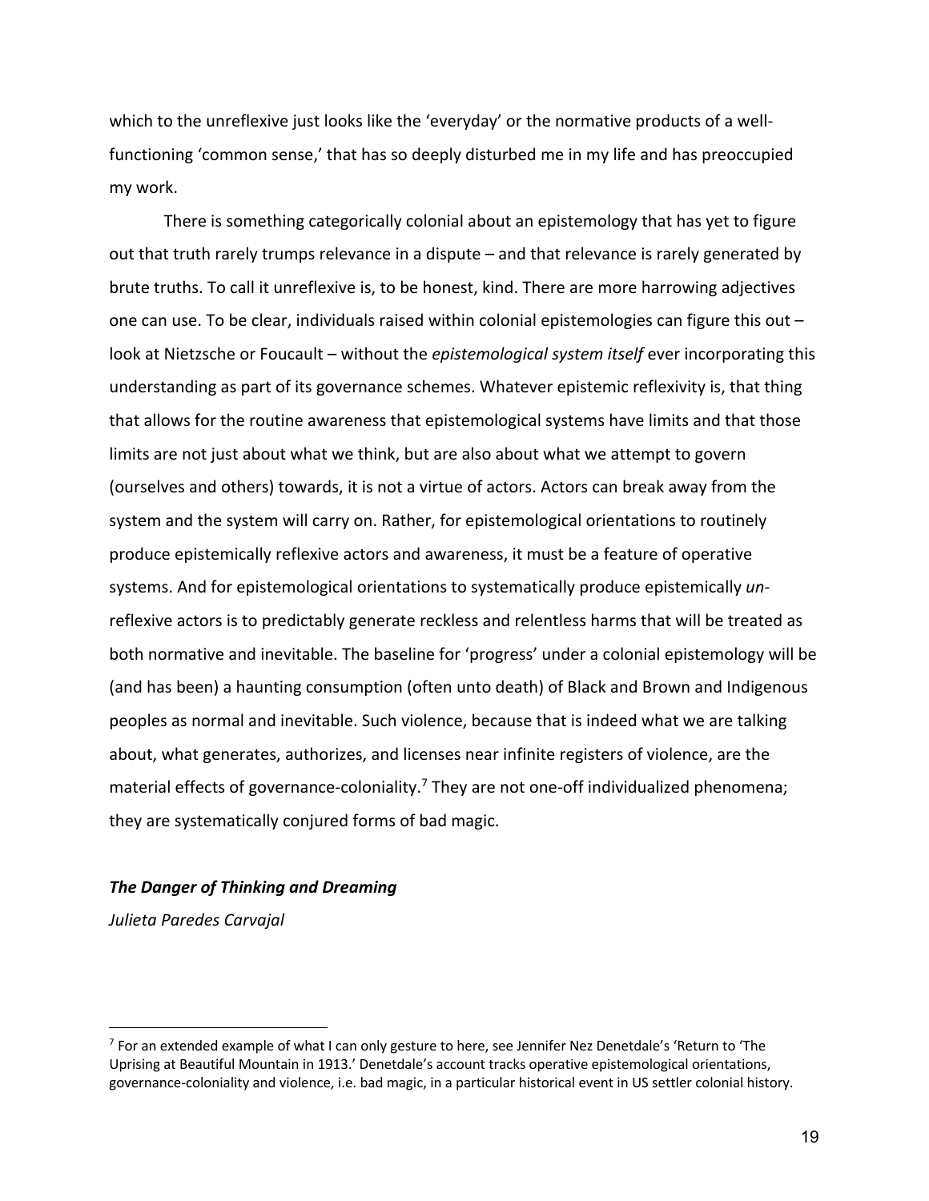which to the unreflexive just looks like the 'everyday' or the normative products of a well-functioning 'common sense,' that has so deeply disturbed me in my life and has preoccupied my work.

There is something categorically colonial about an epistemology that has yet to figure out that truth rarely trumps relevance in a dispute – and that relevance is rarely generated by brute truths. To call it unreflexive is, to be honest, kind. There are more harrowing adjectives one can use. To be clear, individuals raised within colonial epistemologies can figure this out – look at Nietzsche or Foucault – without the *epistemological system itself* ever incorporating this understanding as part of its governance schemes. Whatever epistemic reflexivity is, that thing that allows for the routine awareness that epistemological systems have limits and that those limits are not just about what we think, but are also about what we attempt to govern (ourselves and others) towards, it is not a virtue of actors. Actors can break away from the system and the system will carry on. Rather, for epistemological orientations to routinely produce epistemically reflexive actors and awareness, it must be a feature of operative systems. And for epistemological orientations to systematically produce epistemically *un*-reflexive actors is to predictably generate reckless and relentless harms that will be treated as both normative and inevitable. The baseline for 'progress' under a colonial epistemology will be (and has been) a haunting consumption (often unto death) of Black and Brown and Indigenous peoples as normal and inevitable. Such violence, because that is indeed what we are talking about, what generates, authorizes, and licenses near infinite registers of violence, are the material effects of governance-coloniality.[7] They are not one-off individualized phenomena; they are systematically conjured forms of bad magic.

### ***The Danger of Thinking and Dreaming***

*Julieta Paredes Carvajal*

---

[7] For an extended example of what I can only gesture to here, see Jennifer Nez Denetdale's 'Return to 'The Uprising at Beautiful Mountain in 1913.' Denetdale's account tracks operative epistemological orientations, governance-coloniality and violence, i.e. bad magic, in a particular historical event in US settler colonial history.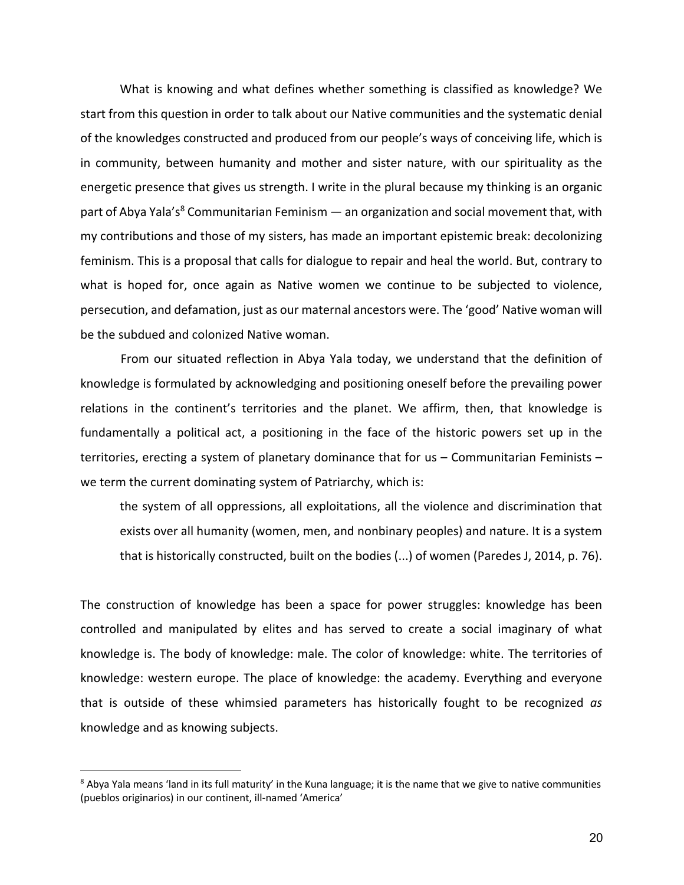What is knowing and what defines whether something is classified as knowledge? We start from this question in order to talk about our Native communities and the systematic denial of the knowledges constructed and produced from our people's ways of conceiving life, which is in community, between humanity and mother and sister nature, with our spirituality as the energetic presence that gives us strength. I write in the plural because my thinking is an organic part of Abya Yala's[8] Communitarian Feminism — an organization and social movement that, with my contributions and those of my sisters, has made an important epistemic break: decolonizing feminism. This is a proposal that calls for dialogue to repair and heal the world. But, contrary to what is hoped for, once again as Native women we continue to be subjected to violence, persecution, and defamation, just as our maternal ancestors were. The 'good' Native woman will be the subdued and colonized Native woman.

From our situated reflection in Abya Yala today, we understand that the definition of knowledge is formulated by acknowledging and positioning oneself before the prevailing power relations in the continent's territories and the planet. We affirm, then, that knowledge is fundamentally a political act, a positioning in the face of the historic powers set up in the territories, erecting a system of planetary dominance that for us – Communitarian Feminists – we term the current dominating system of Patriarchy, which is:

> the system of all oppressions, all exploitations, all the violence and discrimination that exists over all humanity (women, men, and nonbinary peoples) and nature. It is a system that is historically constructed, built on the bodies (...) of women (Paredes J, 2014, p. 76).

The construction of knowledge has been a space for power struggles: knowledge has been controlled and manipulated by elites and has served to create a social imaginary of what knowledge is. The body of knowledge: male. The color of knowledge: white. The territories of knowledge: western europe. The place of knowledge: the academy. Everything and everyone that is outside of these whimsied parameters has historically fought to be recognized *as* knowledge and as knowing subjects.

[8] Abya Yala means 'land in its full maturity' in the Kuna language; it is the name that we give to native communities (pueblos originarios) in our continent, ill-named 'America'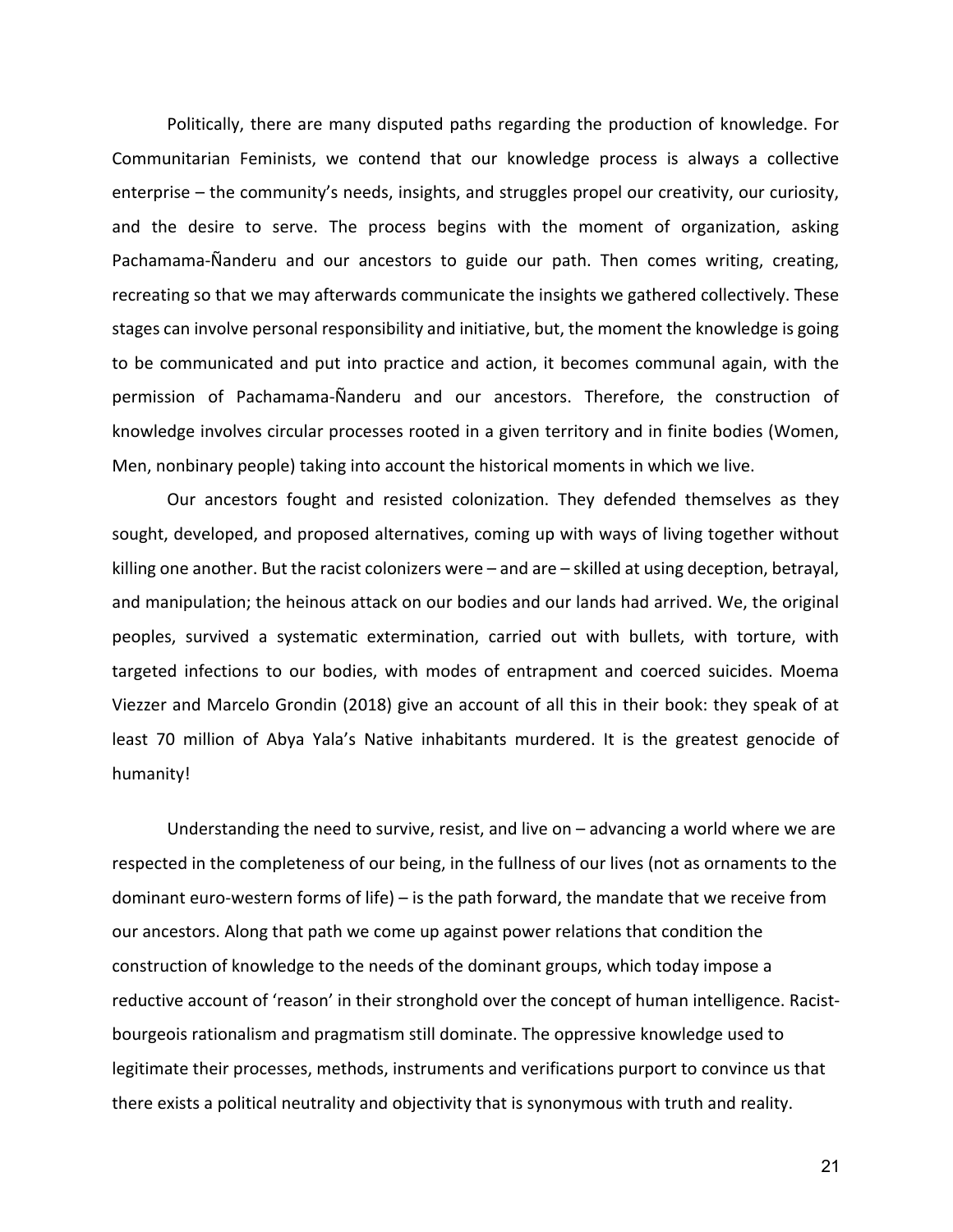Politically, there are many disputed paths regarding the production of knowledge. For Communitarian Feminists, we contend that our knowledge process is always a collective enterprise – the community's needs, insights, and struggles propel our creativity, our curiosity, and the desire to serve. The process begins with the moment of organization, asking Pachamama-Ñanderu and our ancestors to guide our path. Then comes writing, creating, recreating so that we may afterwards communicate the insights we gathered collectively. These stages can involve personal responsibility and initiative, but, the moment the knowledge is going to be communicated and put into practice and action, it becomes communal again, with the permission of Pachamama-Ñanderu and our ancestors. Therefore, the construction of knowledge involves circular processes rooted in a given territory and in finite bodies (Women, Men, nonbinary people) taking into account the historical moments in which we live.

Our ancestors fought and resisted colonization. They defended themselves as they sought, developed, and proposed alternatives, coming up with ways of living together without killing one another. But the racist colonizers were – and are – skilled at using deception, betrayal, and manipulation; the heinous attack on our bodies and our lands had arrived. We, the original peoples, survived a systematic extermination, carried out with bullets, with torture, with targeted infections to our bodies, with modes of entrapment and coerced suicides. Moema Viezzer and Marcelo Grondin (2018) give an account of all this in their book: they speak of at least 70 million of Abya Yala's Native inhabitants murdered. It is the greatest genocide of humanity!

Understanding the need to survive, resist, and live on – advancing a world where we are respected in the completeness of our being, in the fullness of our lives (not as ornaments to the dominant euro-western forms of life) – is the path forward, the mandate that we receive from our ancestors. Along that path we come up against power relations that condition the construction of knowledge to the needs of the dominant groups, which today impose a reductive account of 'reason' in their stronghold over the concept of human intelligence. Racist-bourgeois rationalism and pragmatism still dominate. The oppressive knowledge used to legitimate their processes, methods, instruments and verifications purport to convince us that there exists a political neutrality and objectivity that is synonymous with truth and reality.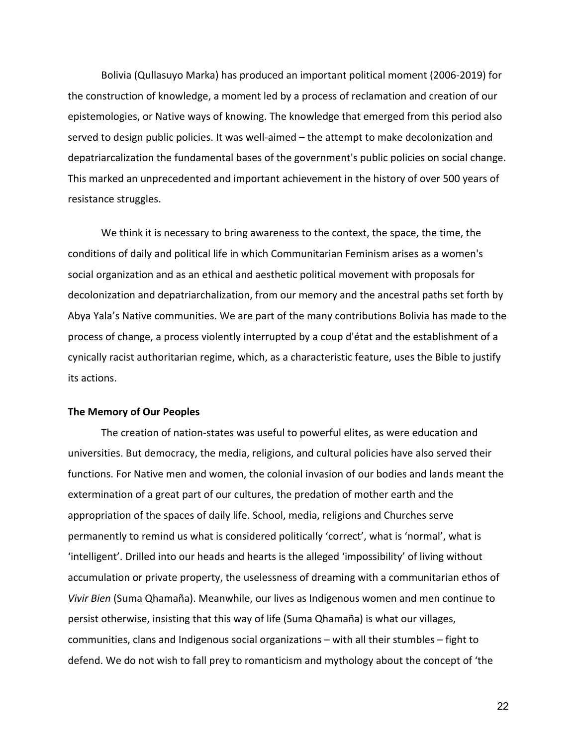Bolivia (Qullasuyo Marka) has produced an important political moment (2006-2019) for the construction of knowledge, a moment led by a process of reclamation and creation of our epistemologies, or Native ways of knowing. The knowledge that emerged from this period also served to design public policies. It was well-aimed – the attempt to make decolonization and depatriarcalization the fundamental bases of the government's public policies on social change. This marked an unprecedented and important achievement in the history of over 500 years of resistance struggles.

We think it is necessary to bring awareness to the context, the space, the time, the conditions of daily and political life in which Communitarian Feminism arises as a women's social organization and as an ethical and aesthetic political movement with proposals for decolonization and depatriarchalization, from our memory and the ancestral paths set forth by Abya Yala's Native communities. We are part of the many contributions Bolivia has made to the process of change, a process violently interrupted by a coup d'état and the establishment of a cynically racist authoritarian regime, which, as a characteristic feature, uses the Bible to justify its actions.

**The Memory of Our Peoples**

The creation of nation-states was useful to powerful elites, as were education and universities. But democracy, the media, religions, and cultural policies have also served their functions. For Native men and women, the colonial invasion of our bodies and lands meant the extermination of a great part of our cultures, the predation of mother earth and the appropriation of the spaces of daily life. School, media, religions and Churches serve permanently to remind us what is considered politically 'correct', what is 'normal', what is 'intelligent'. Drilled into our heads and hearts is the alleged 'impossibility' of living without accumulation or private property, the uselessness of dreaming with a communitarian ethos of *Vivir Bien* (Suma Qhamaña). Meanwhile, our lives as Indigenous women and men continue to persist otherwise, insisting that this way of life (Suma Qhamaña) is what our villages, communities, clans and Indigenous social organizations – with all their stumbles – fight to defend. We do not wish to fall prey to romanticism and mythology about the concept of 'the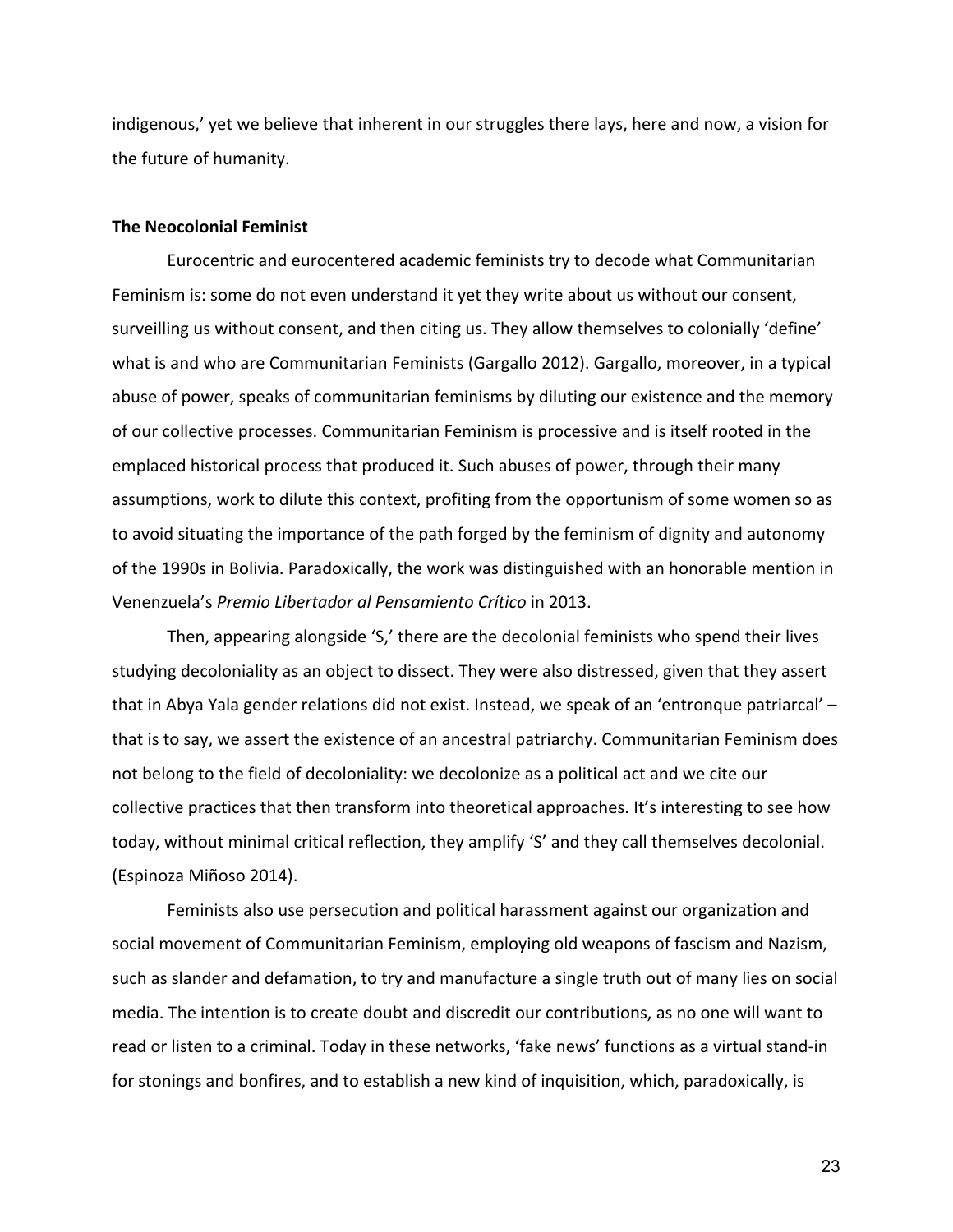indigenous,' yet we believe that inherent in our struggles there lays, here and now, a vision for the future of humanity.

**The Neocolonial Feminist**

Eurocentric and eurocentered academic feminists try to decode what Communitarian Feminism is: some do not even understand it yet they write about us without our consent, surveilling us without consent, and then citing us. They allow themselves to colonially 'define' what is and who are Communitarian Feminists (Gargallo 2012). Gargallo, moreover, in a typical abuse of power, speaks of communitarian feminisms by diluting our existence and the memory of our collective processes. Communitarian Feminism is processive and is itself rooted in the emplaced historical process that produced it. Such abuses of power, through their many assumptions, work to dilute this context, profiting from the opportunism of some women so as to avoid situating the importance of the path forged by the feminism of dignity and autonomy of the 1990s in Bolivia. Paradoxically, the work was distinguished with an honorable mention in Venezuela's *Premio Libertador al Pensamiento Crítico* in 2013.

Then, appearing alongside 'S,' there are the decolonial feminists who spend their lives studying decoloniality as an object to dissect. They were also distressed, given that they assert that in Abya Yala gender relations did not exist. Instead, we speak of an 'entronque patriarcal' – that is to say, we assert the existence of an ancestral patriarchy. Communitarian Feminism does not belong to the field of decoloniality: we decolonize as a political act and we cite our collective practices that then transform into theoretical approaches. It's interesting to see how today, without minimal critical reflection, they amplify 'S' and they call themselves decolonial. (Espinoza Miñoso 2014).

Feminists also use persecution and political harassment against our organization and social movement of Communitarian Feminism, employing old weapons of fascism and Nazism, such as slander and defamation, to try and manufacture a single truth out of many lies on social media. The intention is to create doubt and discredit our contributions, as no one will want to read or listen to a criminal. Today in these networks, 'fake news' functions as a virtual stand-in for stonings and bonfires, and to establish a new kind of inquisition, which, paradoxically, is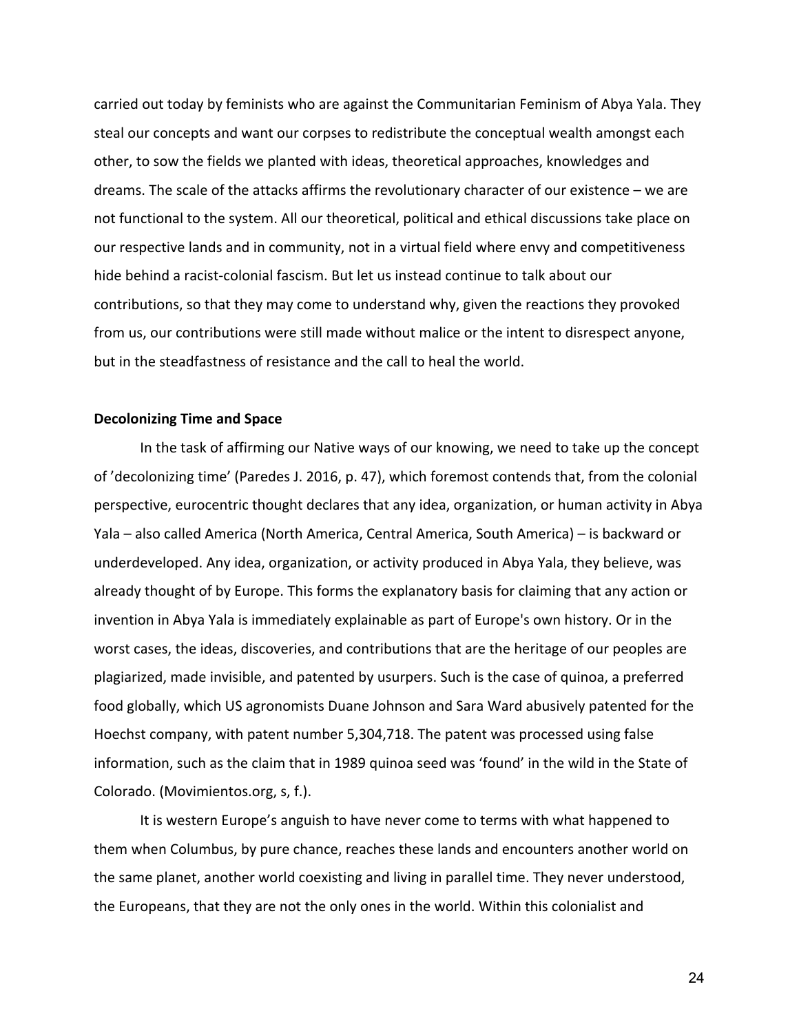carried out today by feminists who are against the Communitarian Feminism of Abya Yala. They steal our concepts and want our corpses to redistribute the conceptual wealth amongst each other, to sow the fields we planted with ideas, theoretical approaches, knowledges and dreams. The scale of the attacks affirms the revolutionary character of our existence – we are not functional to the system. All our theoretical, political and ethical discussions take place on our respective lands and in community, not in a virtual field where envy and competitiveness hide behind a racist-colonial fascism. But let us instead continue to talk about our contributions, so that they may come to understand why, given the reactions they provoked from us, our contributions were still made without malice or the intent to disrespect anyone, but in the steadfastness of resistance and the call to heal the world.

**Decolonizing Time and Space**

In the task of affirming our Native ways of our knowing, we need to take up the concept of 'decolonizing time' (Paredes J. 2016, p. 47), which foremost contends that, from the colonial perspective, eurocentric thought declares that any idea, organization, or human activity in Abya Yala – also called America (North America, Central America, South America) – is backward or underdeveloped. Any idea, organization, or activity produced in Abya Yala, they believe, was already thought of by Europe. This forms the explanatory basis for claiming that any action or invention in Abya Yala is immediately explainable as part of Europe's own history. Or in the worst cases, the ideas, discoveries, and contributions that are the heritage of our peoples are plagiarized, made invisible, and patented by usurpers. Such is the case of quinoa, a preferred food globally, which US agronomists Duane Johnson and Sara Ward abusively patented for the Hoechst company, with patent number 5,304,718. The patent was processed using false information, such as the claim that in 1989 quinoa seed was 'found' in the wild in the State of Colorado. (Movimientos.org, s, f.).

It is western Europe's anguish to have never come to terms with what happened to them when Columbus, by pure chance, reaches these lands and encounters another world on the same planet, another world coexisting and living in parallel time. They never understood, the Europeans, that they are not the only ones in the world. Within this colonialist and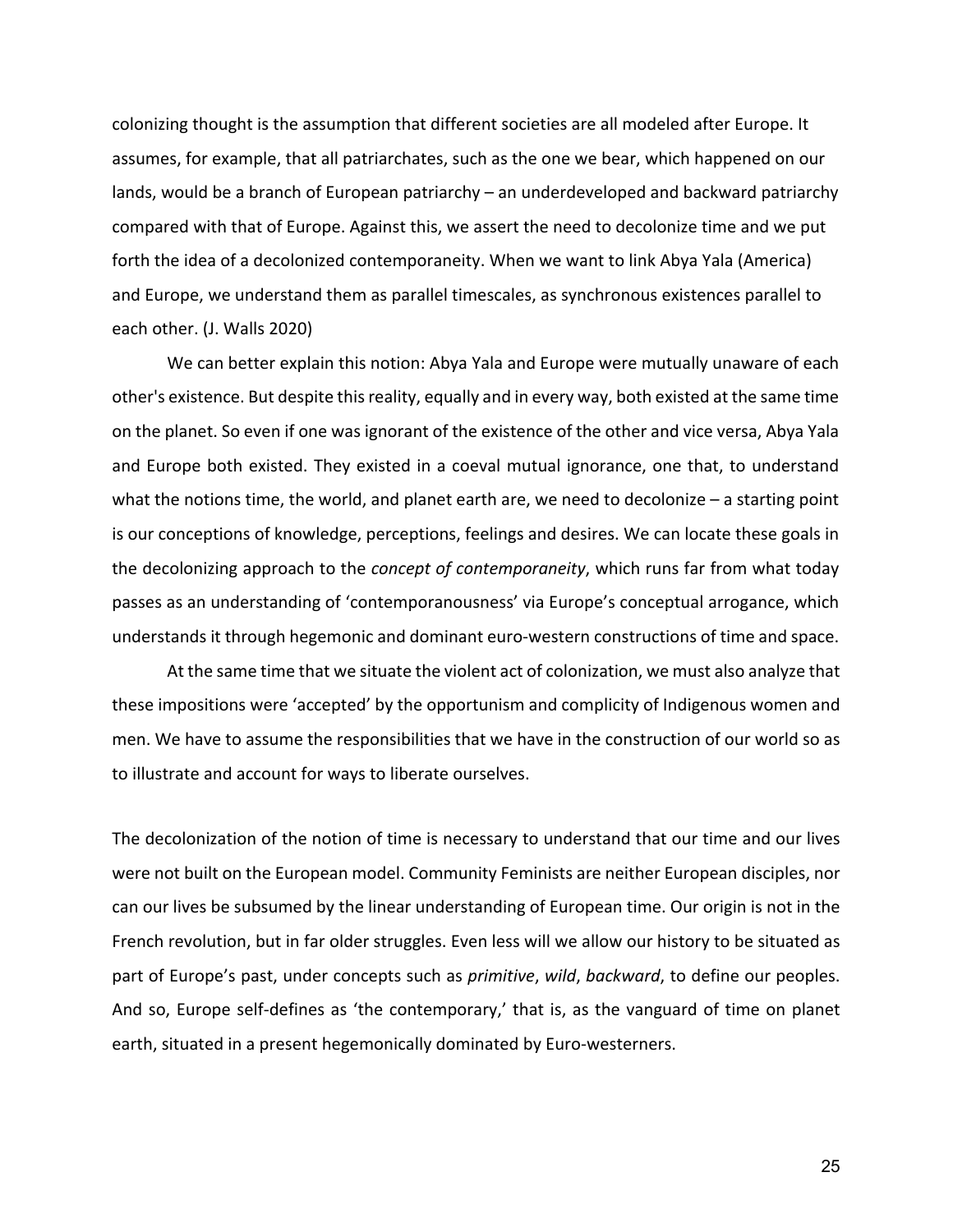colonizing thought is the assumption that different societies are all modeled after Europe. It assumes, for example, that all patriarchates, such as the one we bear, which happened on our lands, would be a branch of European patriarchy – an underdeveloped and backward patriarchy compared with that of Europe. Against this, we assert the need to decolonize time and we put forth the idea of a decolonized contemporaneity. When we want to link Abya Yala (America) and Europe, we understand them as parallel timescales, as synchronous existences parallel to each other. (J. Walls 2020)

We can better explain this notion: Abya Yala and Europe were mutually unaware of each other's existence. But despite this reality, equally and in every way, both existed at the same time on the planet. So even if one was ignorant of the existence of the other and vice versa, Abya Yala and Europe both existed. They existed in a coeval mutual ignorance, one that, to understand what the notions time, the world, and planet earth are, we need to decolonize – a starting point is our conceptions of knowledge, perceptions, feelings and desires. We can locate these goals in the decolonizing approach to the *concept of contemporaneity*, which runs far from what today passes as an understanding of 'contemporanousness' via Europe's conceptual arrogance, which understands it through hegemonic and dominant euro-western constructions of time and space.

At the same time that we situate the violent act of colonization, we must also analyze that these impositions were 'accepted' by the opportunism and complicity of Indigenous women and men. We have to assume the responsibilities that we have in the construction of our world so as to illustrate and account for ways to liberate ourselves.

The decolonization of the notion of time is necessary to understand that our time and our lives were not built on the European model. Community Feminists are neither European disciples, nor can our lives be subsumed by the linear understanding of European time. Our origin is not in the French revolution, but in far older struggles. Even less will we allow our history to be situated as part of Europe's past, under concepts such as *primitive*, *wild*, *backward*, to define our peoples. And so, Europe self-defines as 'the contemporary,' that is, as the vanguard of time on planet earth, situated in a present hegemonically dominated by Euro-westerners.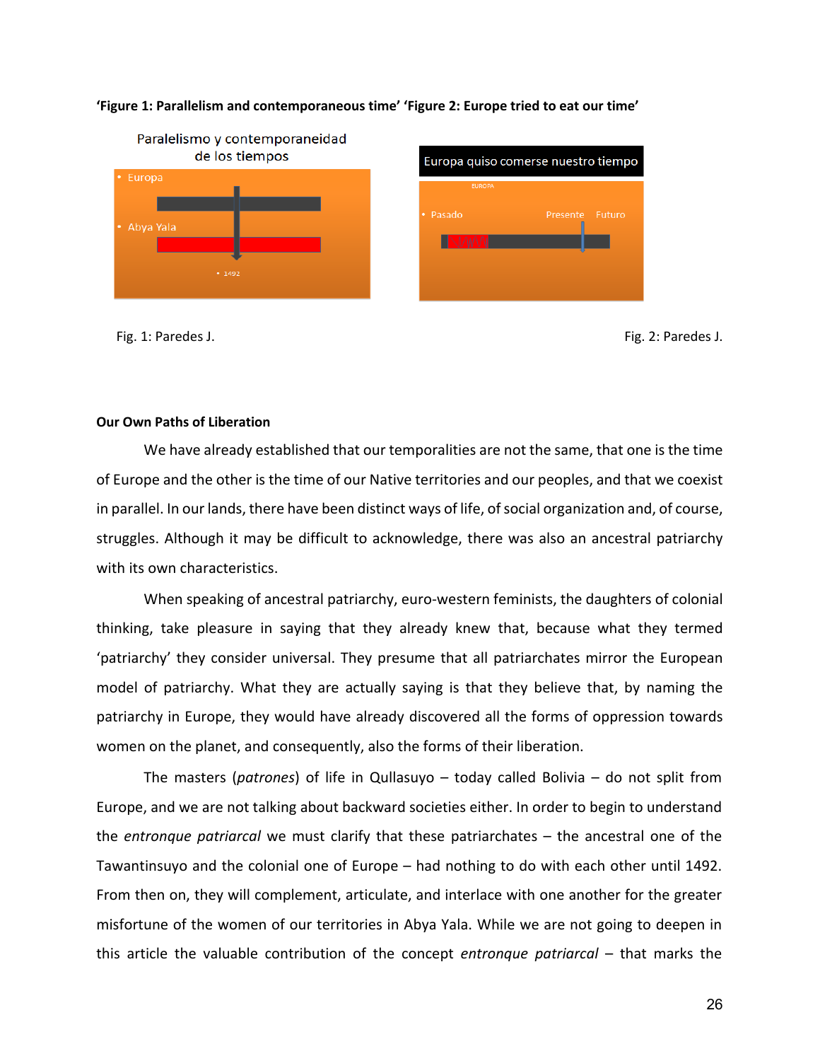**'Figure 1: Parallelism and contemporaneous time' 'Figure 2: Europe tried to eat our time'**

Paralelismo y contemporaneidad de los tiempos

- Europa
- Abya Yala
- 1492

Europa quiso comerse nuestro tiempo

EUROPA

- Pasado Presente Futuro

Fig. 1: Paredes J. Fig. 2: Paredes J.

**Our Own Paths of Liberation**

We have already established that our temporalities are not the same, that one is the time of Europe and the other is the time of our Native territories and our peoples, and that we coexist in parallel. In our lands, there have been distinct ways of life, of social organization and, of course, struggles. Although it may be difficult to acknowledge, there was also an ancestral patriarchy with its own characteristics.

When speaking of ancestral patriarchy, euro-western feminists, the daughters of colonial thinking, take pleasure in saying that they already knew that, because what they termed 'patriarchy' they consider universal. They presume that all patriarchates mirror the European model of patriarchy. What they are actually saying is that they believe that, by naming the patriarchy in Europe, they would have already discovered all the forms of oppression towards women on the planet, and consequently, also the forms of their liberation.

The masters (*patrones*) of life in Qullasuyo – today called Bolivia – do not split from Europe, and we are not talking about backward societies either. In order to begin to understand the *entronque patriarcal* we must clarify that these patriarchates – the ancestral one of the Tawantinsuyo and the colonial one of Europe – had nothing to do with each other until 1492. From then on, they will complement, articulate, and interlace with one another for the greater misfortune of the women of our territories in Abya Yala. While we are not going to deepen in this article the valuable contribution of the concept *entronque patriarcal* – that marks the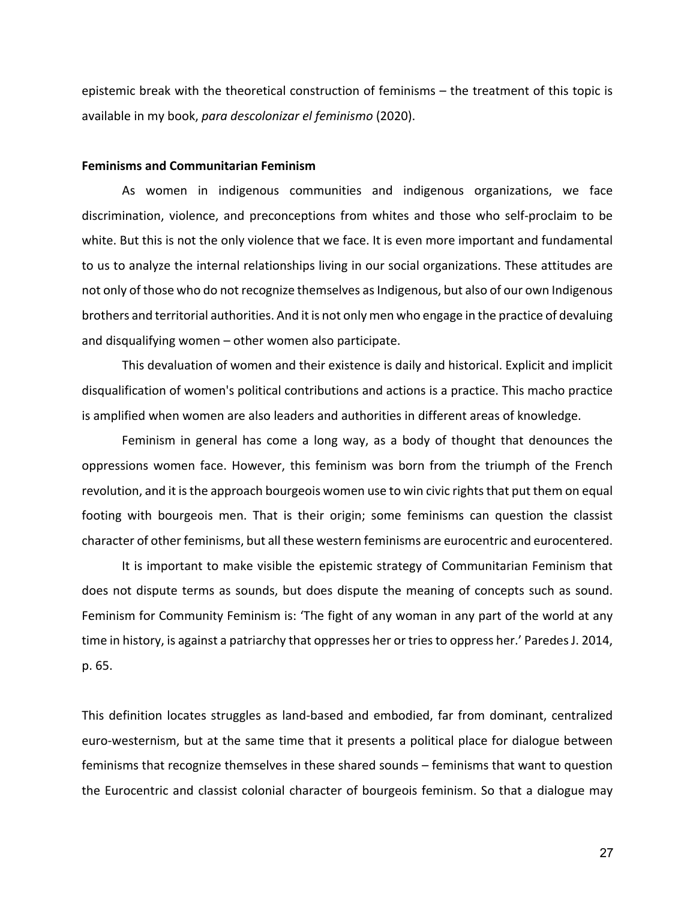epistemic break with the theoretical construction of feminisms – the treatment of this topic is available in my book, *para descolonizar el feminismo* (2020).

**Feminisms and Communitarian Feminism**

As women in indigenous communities and indigenous organizations, we face discrimination, violence, and preconceptions from whites and those who self-proclaim to be white. But this is not the only violence that we face. It is even more important and fundamental to us to analyze the internal relationships living in our social organizations. These attitudes are not only of those who do not recognize themselves as Indigenous, but also of our own Indigenous brothers and territorial authorities. And it is not only men who engage in the practice of devaluing and disqualifying women – other women also participate.

This devaluation of women and their existence is daily and historical. Explicit and implicit disqualification of women's political contributions and actions is a practice. This macho practice is amplified when women are also leaders and authorities in different areas of knowledge.

Feminism in general has come a long way, as a body of thought that denounces the oppressions women face. However, this feminism was born from the triumph of the French revolution, and it is the approach bourgeois women use to win civic rights that put them on equal footing with bourgeois men. That is their origin; some feminisms can question the classist character of other feminisms, but all these western feminisms are eurocentric and eurocentered.

It is important to make visible the epistemic strategy of Communitarian Feminism that does not dispute terms as sounds, but does dispute the meaning of concepts such as sound. Feminism for Community Feminism is: 'The fight of any woman in any part of the world at any time in history, is against a patriarchy that oppresses her or tries to oppress her.' Paredes J. 2014, p. 65.

This definition locates struggles as land-based and embodied, far from dominant, centralized euro-westernism, but at the same time that it presents a political place for dialogue between feminisms that recognize themselves in these shared sounds – feminisms that want to question the Eurocentric and classist colonial character of bourgeois feminism. So that a dialogue may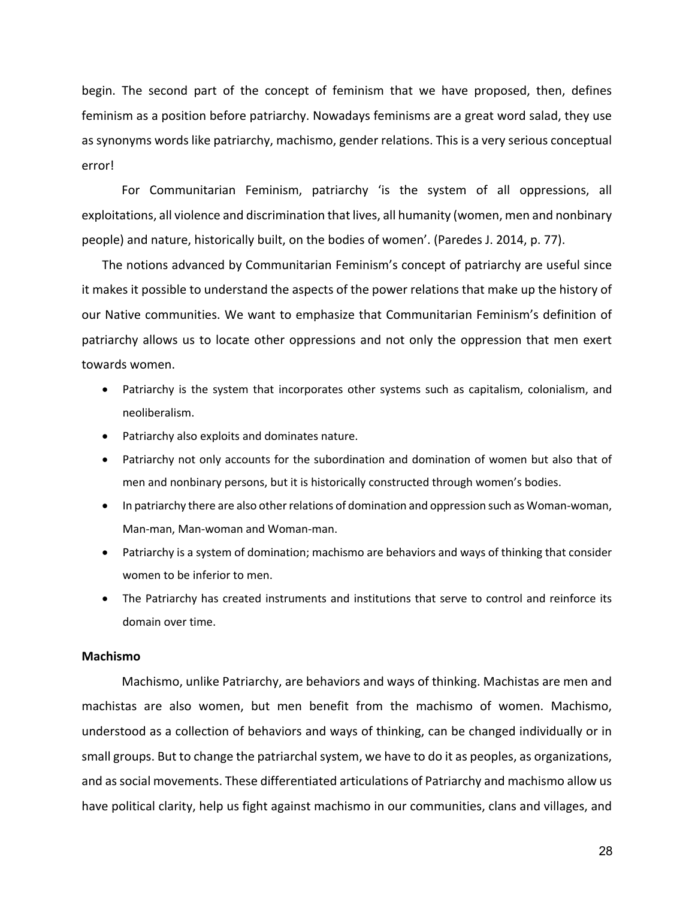begin. The second part of the concept of feminism that we have proposed, then, defines feminism as a position before patriarchy. Nowadays feminisms are a great word salad, they use as synonyms words like patriarchy, machismo, gender relations. This is a very serious conceptual error!

For Communitarian Feminism, patriarchy 'is the system of all oppressions, all exploitations, all violence and discrimination that lives, all humanity (women, men and nonbinary people) and nature, historically built, on the bodies of women'. (Paredes J. 2014, p. 77).

The notions advanced by Communitarian Feminism's concept of patriarchy are useful since it makes it possible to understand the aspects of the power relations that make up the history of our Native communities. We want to emphasize that Communitarian Feminism's definition of patriarchy allows us to locate other oppressions and not only the oppression that men exert towards women.

- Patriarchy is the system that incorporates other systems such as capitalism, colonialism, and neoliberalism.
- Patriarchy also exploits and dominates nature.
- Patriarchy not only accounts for the subordination and domination of women but also that of men and nonbinary persons, but it is historically constructed through women's bodies.
- In patriarchy there are also other relations of domination and oppression such as Woman-woman, Man-man, Man-woman and Woman-man.
- Patriarchy is a system of domination; machismo are behaviors and ways of thinking that consider women to be inferior to men.
- The Patriarchy has created instruments and institutions that serve to control and reinforce its domain over time.

**Machismo**

Machismo, unlike Patriarchy, are behaviors and ways of thinking. Machistas are men and machistas are also women, but men benefit from the machismo of women. Machismo, understood as a collection of behaviors and ways of thinking, can be changed individually or in small groups. But to change the patriarchal system, we have to do it as peoples, as organizations, and as social movements. These differentiated articulations of Patriarchy and machismo allow us have political clarity, help us fight against machismo in our communities, clans and villages, and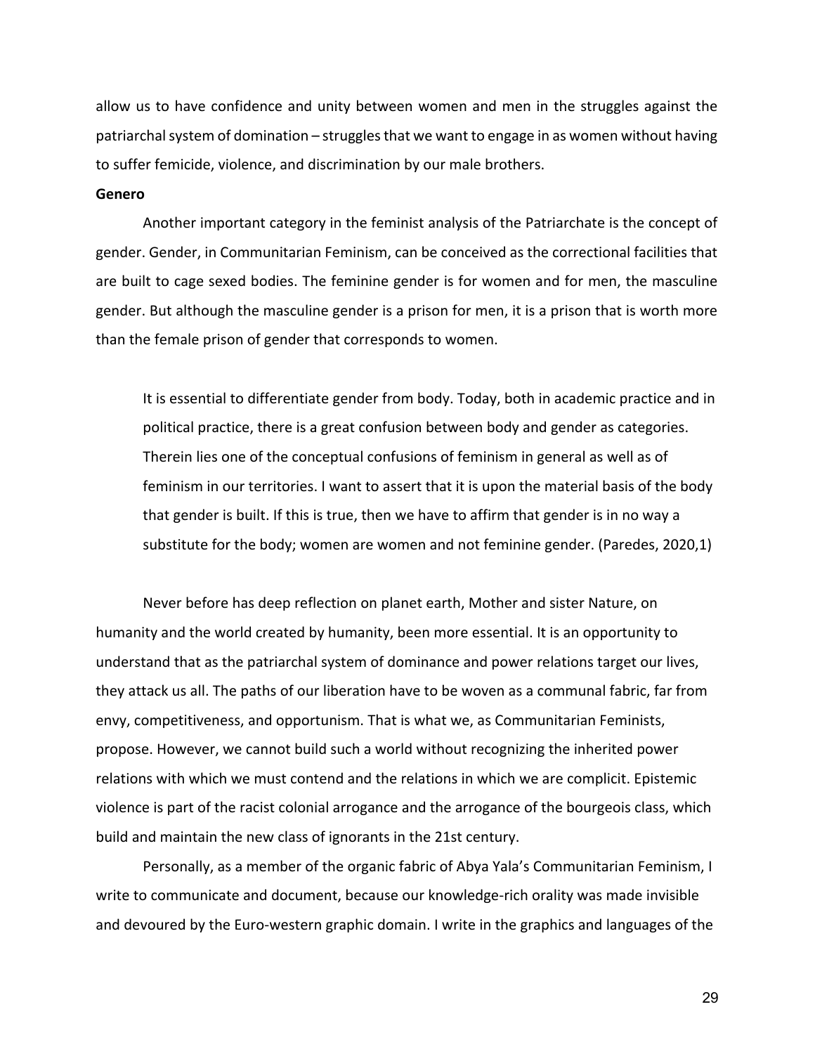allow us to have confidence and unity between women and men in the struggles against the patriarchal system of domination – struggles that we want to engage in as women without having to suffer femicide, violence, and discrimination by our male brothers.

**Genero**

Another important category in the feminist analysis of the Patriarchate is the concept of gender. Gender, in Communitarian Feminism, can be conceived as the correctional facilities that are built to cage sexed bodies. The feminine gender is for women and for men, the masculine gender. But although the masculine gender is a prison for men, it is a prison that is worth more than the female prison of gender that corresponds to women.

> It is essential to differentiate gender from body. Today, both in academic practice and in political practice, there is a great confusion between body and gender as categories. Therein lies one of the conceptual confusions of feminism in general as well as of feminism in our territories. I want to assert that it is upon the material basis of the body that gender is built. If this is true, then we have to affirm that gender is in no way a substitute for the body; women are women and not feminine gender. (Paredes, 2020,1)

Never before has deep reflection on planet earth, Mother and sister Nature, on humanity and the world created by humanity, been more essential. It is an opportunity to understand that as the patriarchal system of dominance and power relations target our lives, they attack us all. The paths of our liberation have to be woven as a communal fabric, far from envy, competitiveness, and opportunism. That is what we, as Communitarian Feminists, propose. However, we cannot build such a world without recognizing the inherited power relations with which we must contend and the relations in which we are complicit. Epistemic violence is part of the racist colonial arrogance and the arrogance of the bourgeois class, which build and maintain the new class of ignorants in the 21st century.

Personally, as a member of the organic fabric of Abya Yala's Communitarian Feminism, I write to communicate and document, because our knowledge-rich orality was made invisible and devoured by the Euro-western graphic domain. I write in the graphics and languages of the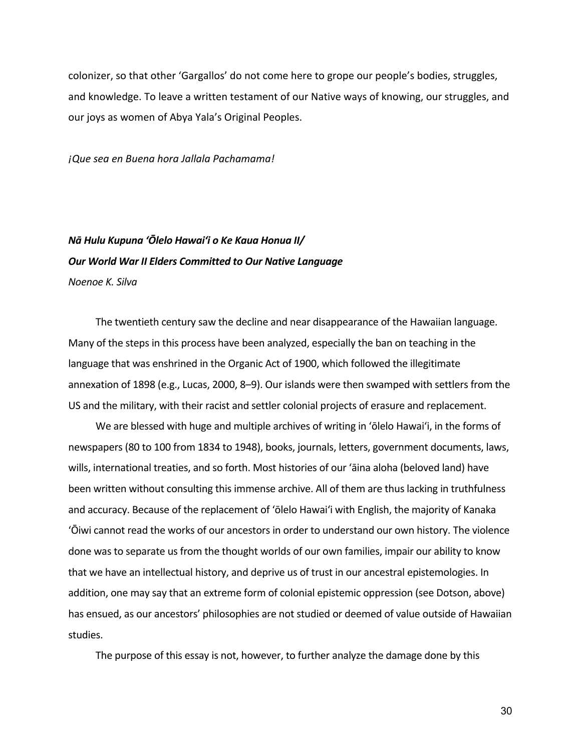colonizer, so that other 'Gargallos' do not come here to grope our people's bodies, struggles, and knowledge. To leave a written testament of our Native ways of knowing, our struggles, and our joys as women of Abya Yala's Original Peoples.

*¡Que sea en Buena hora Jallala Pachamama!*

## *Nā Hulu Kupuna ʻŌlelo Hawaiʻi o Ke Kaua Honua II/ Our World War II Elders Committed to Our Native Language*

*Noenoe K. Silva*

The twentieth century saw the decline and near disappearance of the Hawaiian language. Many of the steps in this process have been analyzed, especially the ban on teaching in the language that was enshrined in the Organic Act of 1900, which followed the illegitimate annexation of 1898 (e.g., Lucas, 2000, 8–9). Our islands were then swamped with settlers from the US and the military, with their racist and settler colonial projects of erasure and replacement.

We are blessed with huge and multiple archives of writing in ʻōlelo Hawaiʻi, in the forms of newspapers (80 to 100 from 1834 to 1948), books, journals, letters, government documents, laws, wills, international treaties, and so forth. Most histories of our ʻāina aloha (beloved land) have been written without consulting this immense archive. All of them are thus lacking in truthfulness and accuracy. Because of the replacement of ʻōlelo Hawaiʻi with English, the majority of Kanaka ʻŌiwi cannot read the works of our ancestors in order to understand our own history. The violence done was to separate us from the thought worlds of our own families, impair our ability to know that we have an intellectual history, and deprive us of trust in our ancestral epistemologies. In addition, one may say that an extreme form of colonial epistemic oppression (see Dotson, above) has ensued, as our ancestors' philosophies are not studied or deemed of value outside of Hawaiian studies.

The purpose of this essay is not, however, to further analyze the damage done by this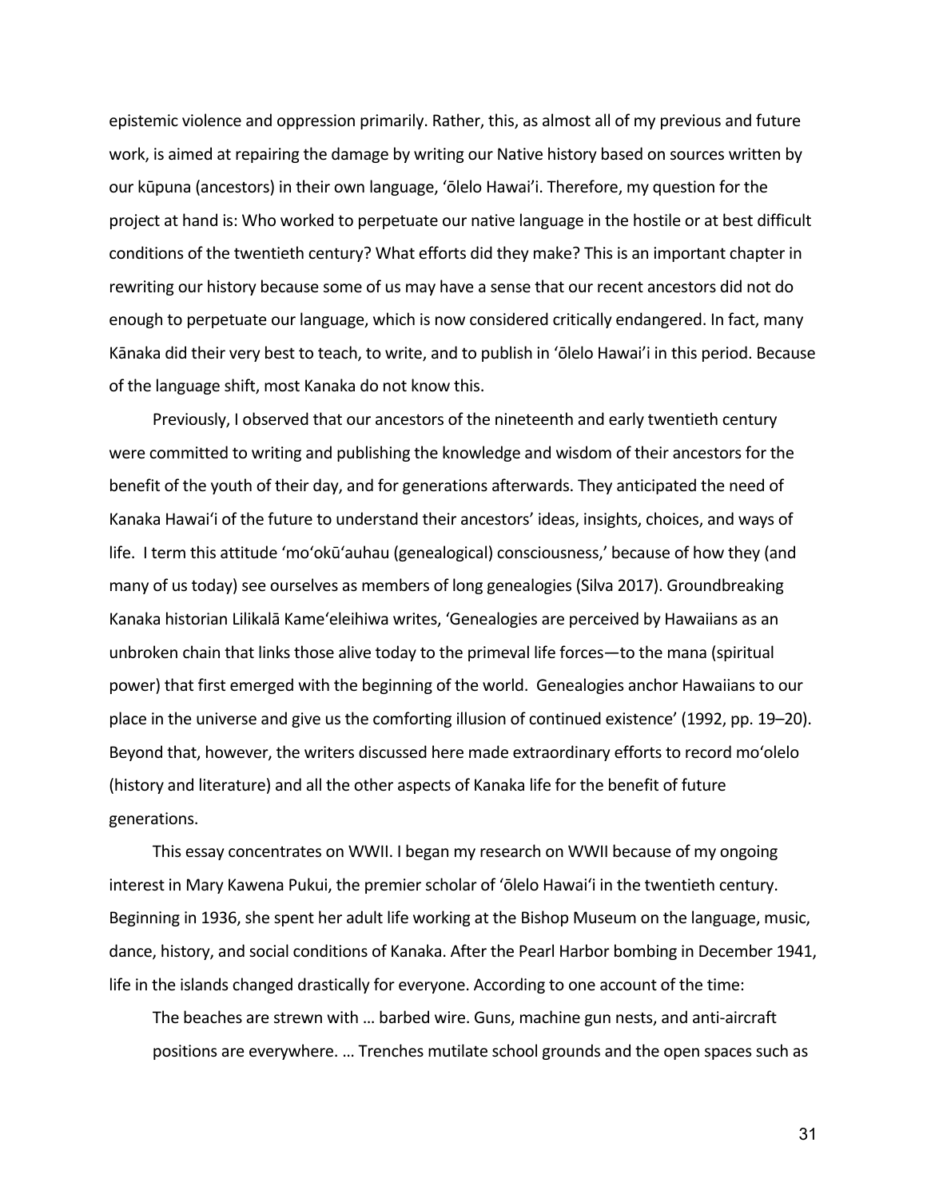epistemic violence and oppression primarily. Rather, this, as almost all of my previous and future work, is aimed at repairing the damage by writing our Native history based on sources written by our kūpuna (ancestors) in their own language, ʻōlelo Hawai'i. Therefore, my question for the project at hand is: Who worked to perpetuate our native language in the hostile or at best difficult conditions of the twentieth century? What efforts did they make? This is an important chapter in rewriting our history because some of us may have a sense that our recent ancestors did not do enough to perpetuate our language, which is now considered critically endangered. In fact, many Kānaka did their very best to teach, to write, and to publish in ʻōlelo Hawai'i in this period. Because of the language shift, most Kanaka do not know this.

Previously, I observed that our ancestors of the nineteenth and early twentieth century were committed to writing and publishing the knowledge and wisdom of their ancestors for the benefit of the youth of their day, and for generations afterwards. They anticipated the need of Kanaka Hawaiʻi of the future to understand their ancestors' ideas, insights, choices, and ways of life. I term this attitude 'moʻokūʻauhau (genealogical) consciousness,' because of how they (and many of us today) see ourselves as members of long genealogies (Silva 2017). Groundbreaking Kanaka historian Lilikalā Kameʻeleihiwa writes, 'Genealogies are perceived by Hawaiians as an unbroken chain that links those alive today to the primeval life forces—to the mana (spiritual power) that first emerged with the beginning of the world. Genealogies anchor Hawaiians to our place in the universe and give us the comforting illusion of continued existence' (1992, pp. 19–20). Beyond that, however, the writers discussed here made extraordinary efforts to record moʻolelo (history and literature) and all the other aspects of Kanaka life for the benefit of future generations.

This essay concentrates on WWII. I began my research on WWII because of my ongoing interest in Mary Kawena Pukui, the premier scholar of ʻōlelo Hawaiʻi in the twentieth century. Beginning in 1936, she spent her adult life working at the Bishop Museum on the language, music, dance, history, and social conditions of Kanaka. After the Pearl Harbor bombing in December 1941, life in the islands changed drastically for everyone. According to one account of the time:

> The beaches are strewn with … barbed wire. Guns, machine gun nests, and anti-aircraft positions are everywhere. … Trenches mutilate school grounds and the open spaces such as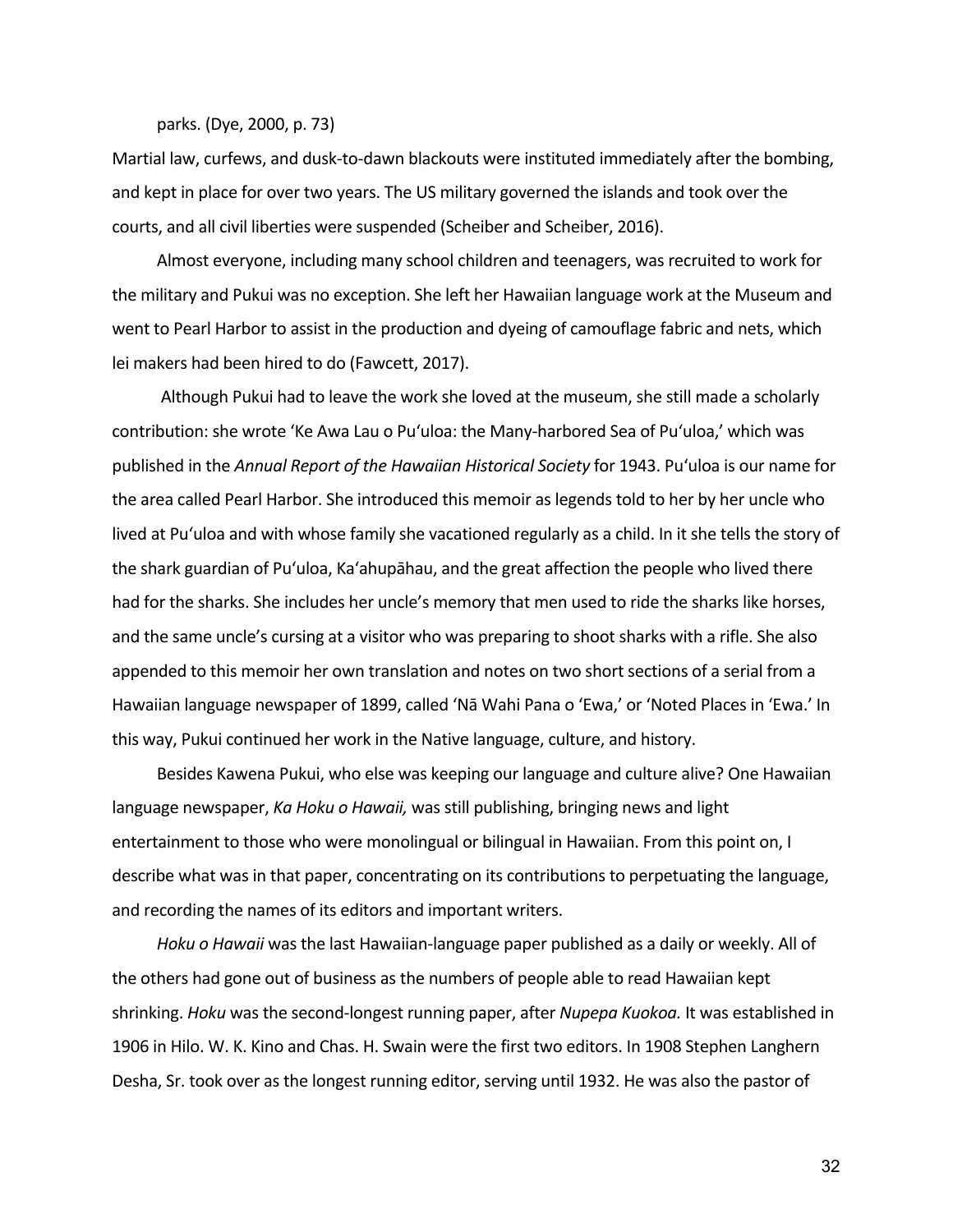parks. (Dye, 2000, p. 73)

Martial law, curfews, and dusk-to-dawn blackouts were instituted immediately after the bombing, and kept in place for over two years. The US military governed the islands and took over the courts, and all civil liberties were suspended (Scheiber and Scheiber, 2016).

Almost everyone, including many school children and teenagers, was recruited to work for the military and Pukui was no exception. She left her Hawaiian language work at the Museum and went to Pearl Harbor to assist in the production and dyeing of camouflage fabric and nets, which lei makers had been hired to do (Fawcett, 2017).

Although Pukui had to leave the work she loved at the museum, she still made a scholarly contribution: she wrote 'Ke Awa Lau o Puʻuloa: the Many-harbored Sea of Puʻuloa,' which was published in the *Annual Report of the Hawaiian Historical Society* for 1943. Puʻuloa is our name for the area called Pearl Harbor. She introduced this memoir as legends told to her by her uncle who lived at Puʻuloa and with whose family she vacationed regularly as a child. In it she tells the story of the shark guardian of Puʻuloa, Kaʻahupāhau, and the great affection the people who lived there had for the sharks. She includes her uncle's memory that men used to ride the sharks like horses, and the same uncle's cursing at a visitor who was preparing to shoot sharks with a rifle. She also appended to this memoir her own translation and notes on two short sections of a serial from a Hawaiian language newspaper of 1899, called 'Nā Wahi Pana o ʻEwa,' or 'Noted Places in ʻEwa.' In this way, Pukui continued her work in the Native language, culture, and history.

Besides Kawena Pukui, who else was keeping our language and culture alive? One Hawaiian language newspaper, *Ka Hoku o Hawaii,* was still publishing, bringing news and light entertainment to those who were monolingual or bilingual in Hawaiian. From this point on, I describe what was in that paper, concentrating on its contributions to perpetuating the language, and recording the names of its editors and important writers.

*Hoku o Hawaii* was the last Hawaiian-language paper published as a daily or weekly. All of the others had gone out of business as the numbers of people able to read Hawaiian kept shrinking. *Hoku* was the second-longest running paper, after *Nupepa Kuokoa.* It was established in 1906 in Hilo. W. K. Kino and Chas. H. Swain were the first two editors. In 1908 Stephen Langhern Desha, Sr. took over as the longest running editor, serving until 1932. He was also the pastor of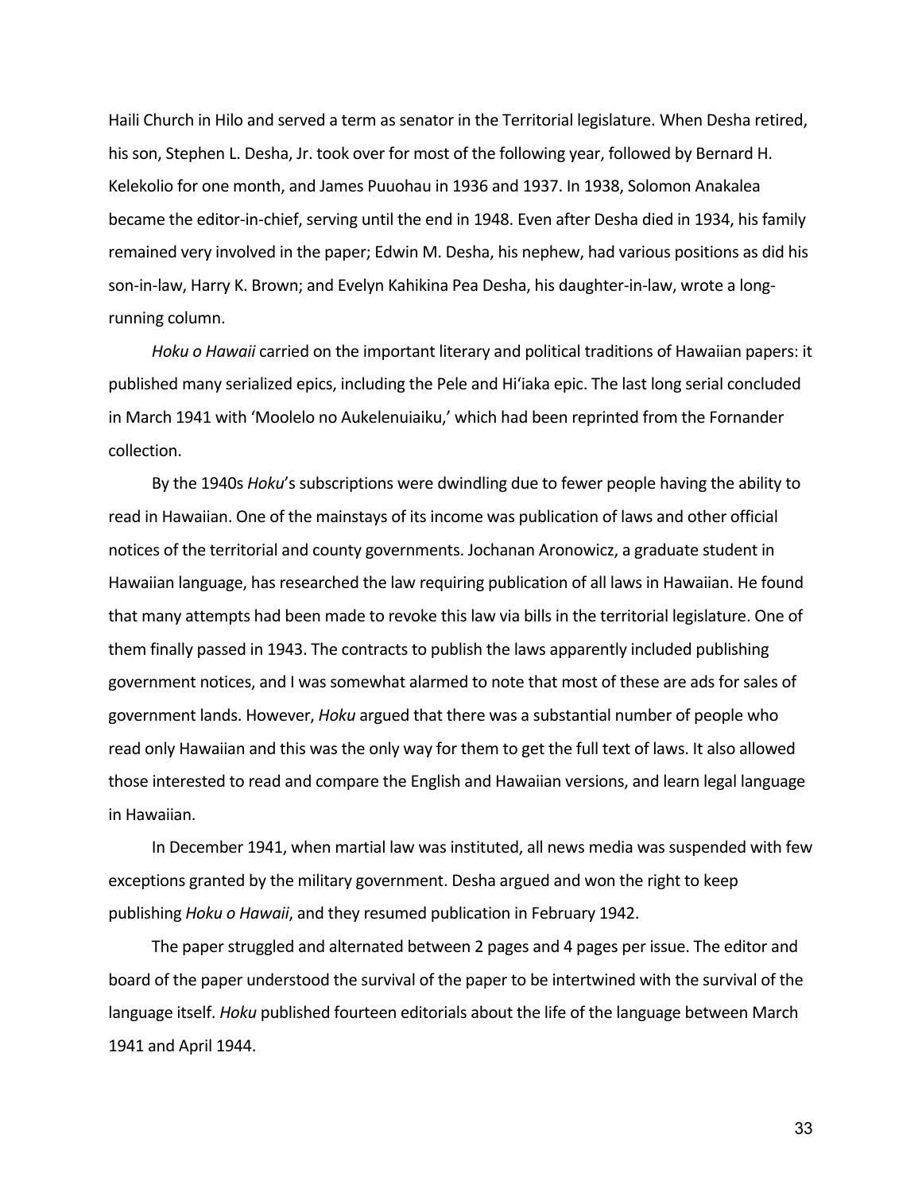Haili Church in Hilo and served a term as senator in the Territorial legislature. When Desha retired, his son, Stephen L. Desha, Jr. took over for most of the following year, followed by Bernard H. Kelekolio for one month, and James Puuohau in 1936 and 1937. In 1938, Solomon Anakalea became the editor-in-chief, serving until the end in 1948. Even after Desha died in 1934, his family remained very involved in the paper; Edwin M. Desha, his nephew, had various positions as did his son-in-law, Harry K. Brown; and Evelyn Kahikina Pea Desha, his daughter-in-law, wrote a long-running column.

*Hoku o Hawaii* carried on the important literary and political traditions of Hawaiian papers: it published many serialized epics, including the Pele and Hiʻiaka epic. The last long serial concluded in March 1941 with 'Moolelo no Aukelenuiaiku,' which had been reprinted from the Fornander collection.

By the 1940s *Hoku*'s subscriptions were dwindling due to fewer people having the ability to read in Hawaiian. One of the mainstays of its income was publication of laws and other official notices of the territorial and county governments. Jochanan Aronowicz, a graduate student in Hawaiian language, has researched the law requiring publication of all laws in Hawaiian. He found that many attempts had been made to revoke this law via bills in the territorial legislature. One of them finally passed in 1943. The contracts to publish the laws apparently included publishing government notices, and I was somewhat alarmed to note that most of these are ads for sales of government lands. However, *Hoku* argued that there was a substantial number of people who read only Hawaiian and this was the only way for them to get the full text of laws. It also allowed those interested to read and compare the English and Hawaiian versions, and learn legal language in Hawaiian.

In December 1941, when martial law was instituted, all news media was suspended with few exceptions granted by the military government. Desha argued and won the right to keep publishing *Hoku o Hawaii*, and they resumed publication in February 1942.

The paper struggled and alternated between 2 pages and 4 pages per issue. The editor and board of the paper understood the survival of the paper to be intertwined with the survival of the language itself. *Hoku* published fourteen editorials about the life of the language between March 1941 and April 1944.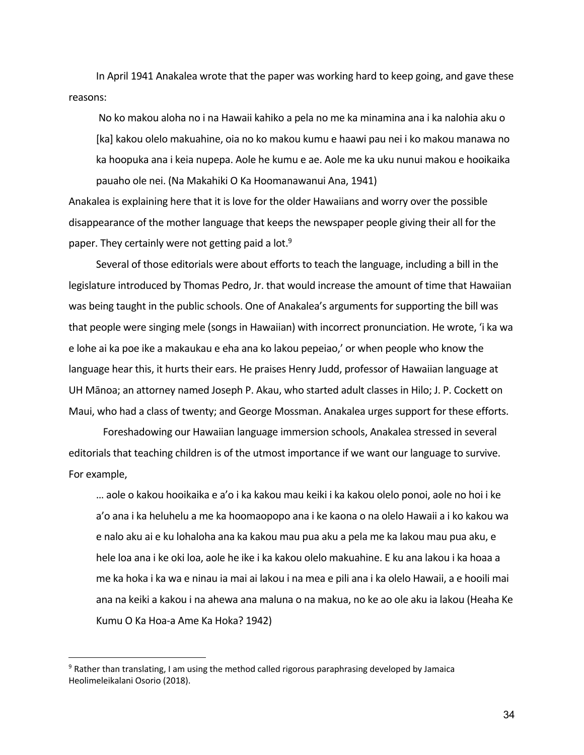In April 1941 Anakalea wrote that the paper was working hard to keep going, and gave these reasons:

> No ko makou aloha no i na Hawaii kahiko a pela no me ka minamina ana i ka nalohia aku o [ka] kakou olelo makuahine, oia no ko makou kumu e haawi pau nei i ko makou manawa no ka hoopuka ana i keia nupepa. Aole he kumu e ae. Aole me ka uku nunui makou e hooikaika pauaho ole nei. (Na Makahiki O Ka Hoomanawanui Ana, 1941)

Anakalea is explaining here that it is love for the older Hawaiians and worry over the possible disappearance of the mother language that keeps the newspaper people giving their all for the paper. They certainly were not getting paid a lot.[9]

Several of those editorials were about efforts to teach the language, including a bill in the legislature introduced by Thomas Pedro, Jr. that would increase the amount of time that Hawaiian was being taught in the public schools. One of Anakalea's arguments for supporting the bill was that people were singing mele (songs in Hawaiian) with incorrect pronunciation. He wrote, 'i ka wa e lohe ai ka poe ike a makaukau e eha ana ko lakou pepeiao,' or when people who know the language hear this, it hurts their ears. He praises Henry Judd, professor of Hawaiian language at UH Mānoa; an attorney named Joseph P. Akau, who started adult classes in Hilo; J. P. Cockett on Maui, who had a class of twenty; and George Mossman. Anakalea urges support for these efforts.

Foreshadowing our Hawaiian language immersion schools, Anakalea stressed in several editorials that teaching children is of the utmost importance if we want our language to survive. For example,

> … aole o kakou hooikaika e a'o i ka kakou mau keiki i ka kakou olelo ponoi, aole no hoi i ke a'o ana i ka heluhelu a me ka hoomaopopo ana i ke kaona o na olelo Hawaii a i ko kakou wa e nalo aku ai e ku lohaloha ana ka kakou mau pua aku a pela me ka lakou mau pua aku, e hele loa ana i ke oki loa, aole he ike i ka kakou olelo makuahine. E ku ana lakou i ka hoaa a me ka hoka i ka wa e ninau ia mai ai lakou i na mea e pili ana i ka olelo Hawaii, a e hooili mai ana na keiki a kakou i na ahewa ana maluna o na makua, no ke ao ole aku ia lakou (Heaha Ke Kumu O Ka Hoa-a Ame Ka Hoka? 1942)

---

[9] Rather than translating, I am using the method called rigorous paraphrasing developed by Jamaica Heolimeleikalani Osorio (2018).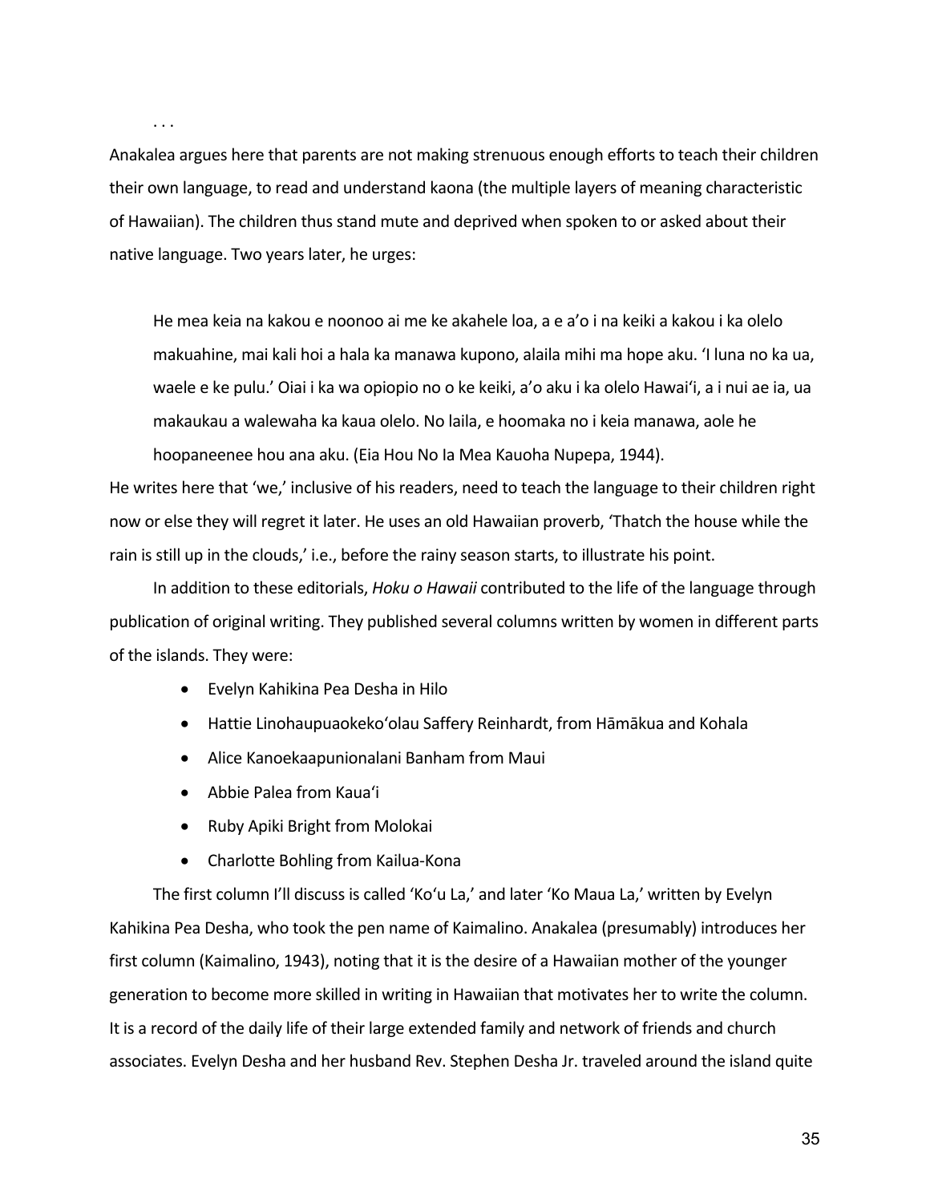. . .

Anakalea argues here that parents are not making strenuous enough efforts to teach their children their own language, to read and understand kaona (the multiple layers of meaning characteristic of Hawaiian). The children thus stand mute and deprived when spoken to or asked about their native language. Two years later, he urges:

> He mea keia na kakou e noonoo ai me ke akahele loa, a e a'o i na keiki a kakou i ka olelo makuahine, mai kali hoi a hala ka manawa kupono, alaila mihi ma hope aku. 'I luna no ka ua, waele e ke pulu.' Oiai i ka wa opiopio no o ke keiki, a'o aku i ka olelo Hawai'i, a i nui ae ia, ua makaukau a walewaha ka kaua olelo. No laila, e hoomaka no i keia manawa, aole he hoopaneenee hou ana aku. (Eia Hou No Ia Mea Kauoha Nupepa, 1944).

He writes here that 'we,' inclusive of his readers, need to teach the language to their children right now or else they will regret it later. He uses an old Hawaiian proverb, 'Thatch the house while the rain is still up in the clouds,' i.e., before the rainy season starts, to illustrate his point.

In addition to these editorials, *Hoku o Hawaii* contributed to the life of the language through publication of original writing. They published several columns written by women in different parts of the islands. They were:

- Evelyn Kahikina Pea Desha in Hilo
- Hattie Linohaupuaokeko'olau Saffery Reinhardt, from Hāmākua and Kohala
- Alice Kanoekaapunionalani Banham from Maui
- Abbie Palea from Kaua'i
- Ruby Apiki Bright from Molokai
- Charlotte Bohling from Kailua-Kona

The first column I'll discuss is called 'Ko'u La,' and later 'Ko Maua La,' written by Evelyn Kahikina Pea Desha, who took the pen name of Kaimalino. Anakalea (presumably) introduces her first column (Kaimalino, 1943), noting that it is the desire of a Hawaiian mother of the younger generation to become more skilled in writing in Hawaiian that motivates her to write the column. It is a record of the daily life of their large extended family and network of friends and church associates. Evelyn Desha and her husband Rev. Stephen Desha Jr. traveled around the island quite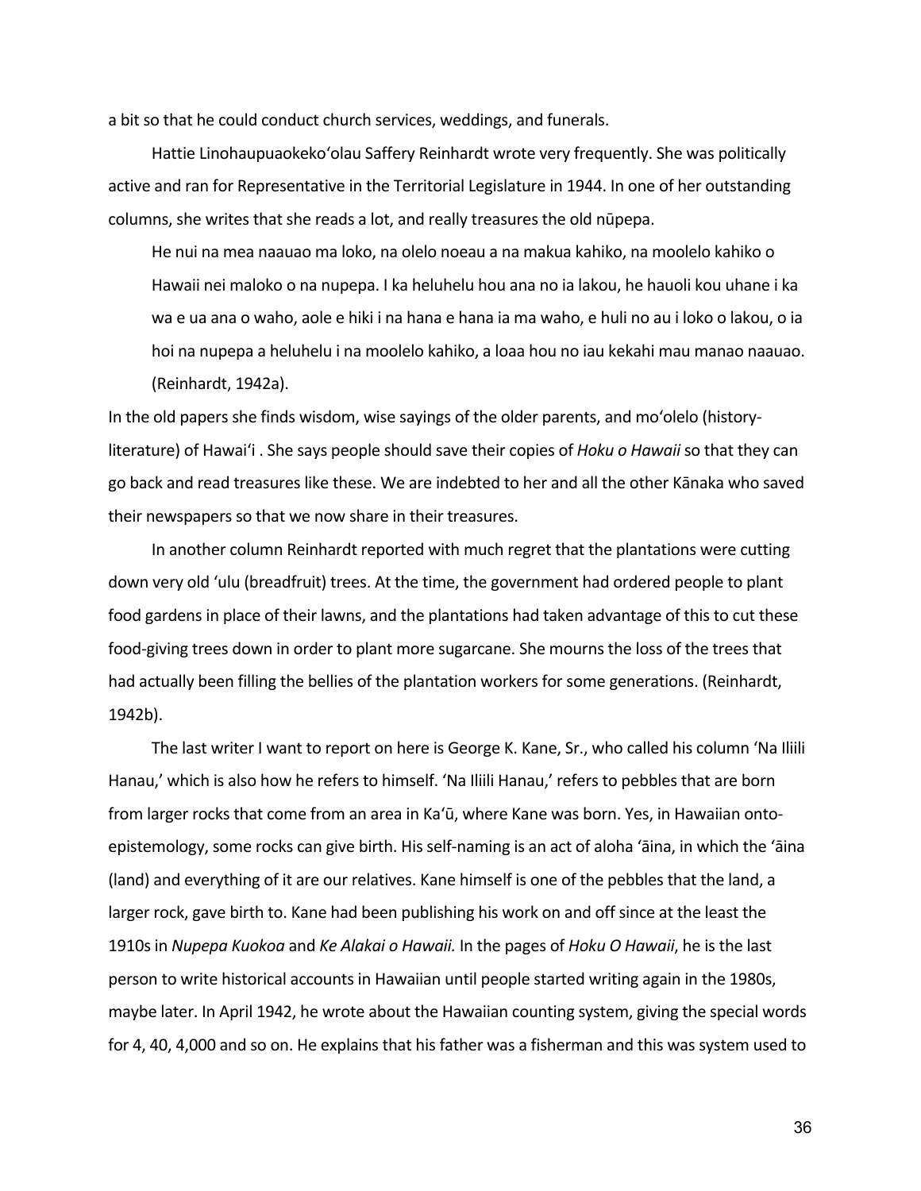a bit so that he could conduct church services, weddings, and funerals.

Hattie Linohaupuaokekoʻolau Saffery Reinhardt wrote very frequently. She was politically active and ran for Representative in the Territorial Legislature in 1944. In one of her outstanding columns, she writes that she reads a lot, and really treasures the old nūpepa.

> He nui na mea naauao ma loko, na olelo noeau a na makua kahiko, na moolelo kahiko o Hawaii nei maloko o na nupepa. I ka heluhelu hou ana no ia lakou, he hauoli kou uhane i ka wa e ua ana o waho, aole e hiki i na hana e hana ia ma waho, e huli no au i loko o lakou, o ia hoi na nupepa a heluhelu i na moolelo kahiko, a loaa hou no iau kekahi mau manao naauao. (Reinhardt, 1942a).

In the old papers she finds wisdom, wise sayings of the older parents, and moʻolelo (history-literature) of Hawaiʻi . She says people should save their copies of *Hoku o Hawaii* so that they can go back and read treasures like these. We are indebted to her and all the other Kānaka who saved their newspapers so that we now share in their treasures.

In another column Reinhardt reported with much regret that the plantations were cutting down very old ʻulu (breadfruit) trees. At the time, the government had ordered people to plant food gardens in place of their lawns, and the plantations had taken advantage of this to cut these food-giving trees down in order to plant more sugarcane. She mourns the loss of the trees that had actually been filling the bellies of the plantation workers for some generations. (Reinhardt, 1942b).

The last writer I want to report on here is George K. Kane, Sr., who called his column 'Na Iliili Hanau,' which is also how he refers to himself. 'Na Iliili Hanau,' refers to pebbles that are born from larger rocks that come from an area in Kaʻū, where Kane was born. Yes, in Hawaiian onto-epistemology, some rocks can give birth. His self-naming is an act of aloha ʻāina, in which the ʻāina (land) and everything of it are our relatives. Kane himself is one of the pebbles that the land, a larger rock, gave birth to. Kane had been publishing his work on and off since at the least the 1910s in *Nupepa Kuokoa* and *Ke Alakai o Hawaii.* In the pages of *Hoku O Hawaii*, he is the last person to write historical accounts in Hawaiian until people started writing again in the 1980s, maybe later. In April 1942, he wrote about the Hawaiian counting system, giving the special words for 4, 40, 4,000 and so on. He explains that his father was a fisherman and this was system used to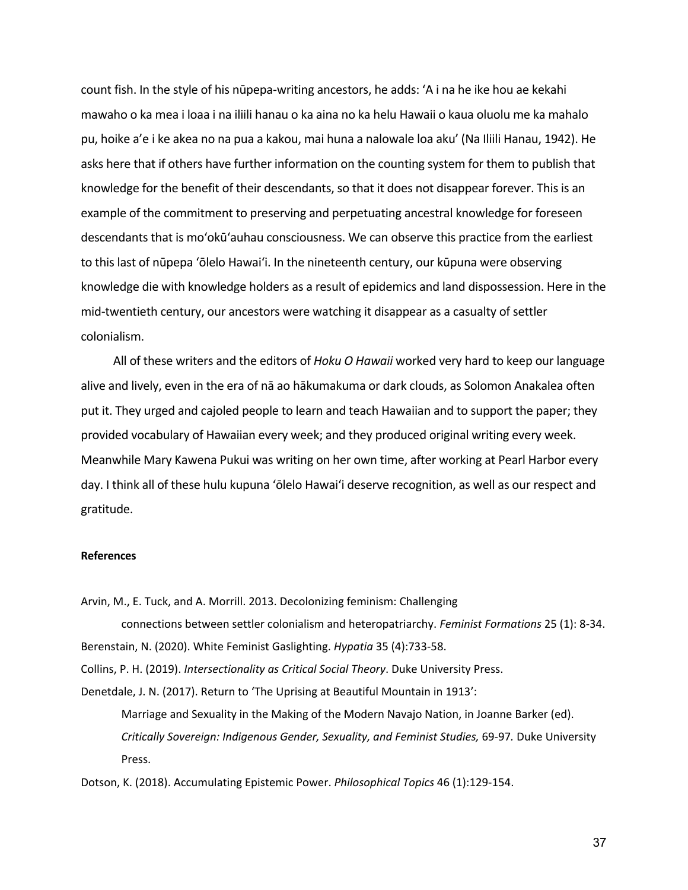count fish. In the style of his nūpepa-writing ancestors, he adds: 'A i na he ike hou ae kekahi mawaho o ka mea i loaa i na iliili hanau o ka aina no ka helu Hawaii o kaua oluolu me ka mahalo pu, hoike a'e i ke akea no na pua a kakou, mai huna a nalowale loa aku' (Na Iliili Hanau, 1942). He asks here that if others have further information on the counting system for them to publish that knowledge for the benefit of their descendants, so that it does not disappear forever. This is an example of the commitment to preserving and perpetuating ancestral knowledge for foreseen descendants that is moʻokūʻauhau consciousness. We can observe this practice from the earliest to this last of nūpepa ʻōlelo Hawaiʻi. In the nineteenth century, our kūpuna were observing knowledge die with knowledge holders as a result of epidemics and land dispossession. Here in the mid-twentieth century, our ancestors were watching it disappear as a casualty of settler colonialism.

All of these writers and the editors of *Hoku O Hawaii* worked very hard to keep our language alive and lively, even in the era of nā ao hākumakuma or dark clouds, as Solomon Anakalea often put it. They urged and cajoled people to learn and teach Hawaiian and to support the paper; they provided vocabulary of Hawaiian every week; and they produced original writing every week. Meanwhile Mary Kawena Pukui was writing on her own time, after working at Pearl Harbor every day. I think all of these hulu kupuna ʻōlelo Hawaiʻi deserve recognition, as well as our respect and gratitude.

**References**

Arvin, M., E. Tuck, and A. Morrill. 2013. Decolonizing feminism: Challenging connections between settler colonialism and heteropatriarchy. *Feminist Formations* 25 (1): 8-34.

Berenstain, N. (2020). White Feminist Gaslighting. *Hypatia* 35 (4):733-58.

Collins, P. H. (2019). *Intersectionality as Critical Social Theory*. Duke University Press.

Denetdale, J. N. (2017). Return to 'The Uprising at Beautiful Mountain in 1913': Marriage and Sexuality in the Making of the Modern Navajo Nation, in Joanne Barker (ed). *Critically Sovereign: Indigenous Gender, Sexuality, and Feminist Studies,* 69-97. Duke University Press.

Dotson, K. (2018). Accumulating Epistemic Power. *Philosophical Topics* 46 (1):129-154.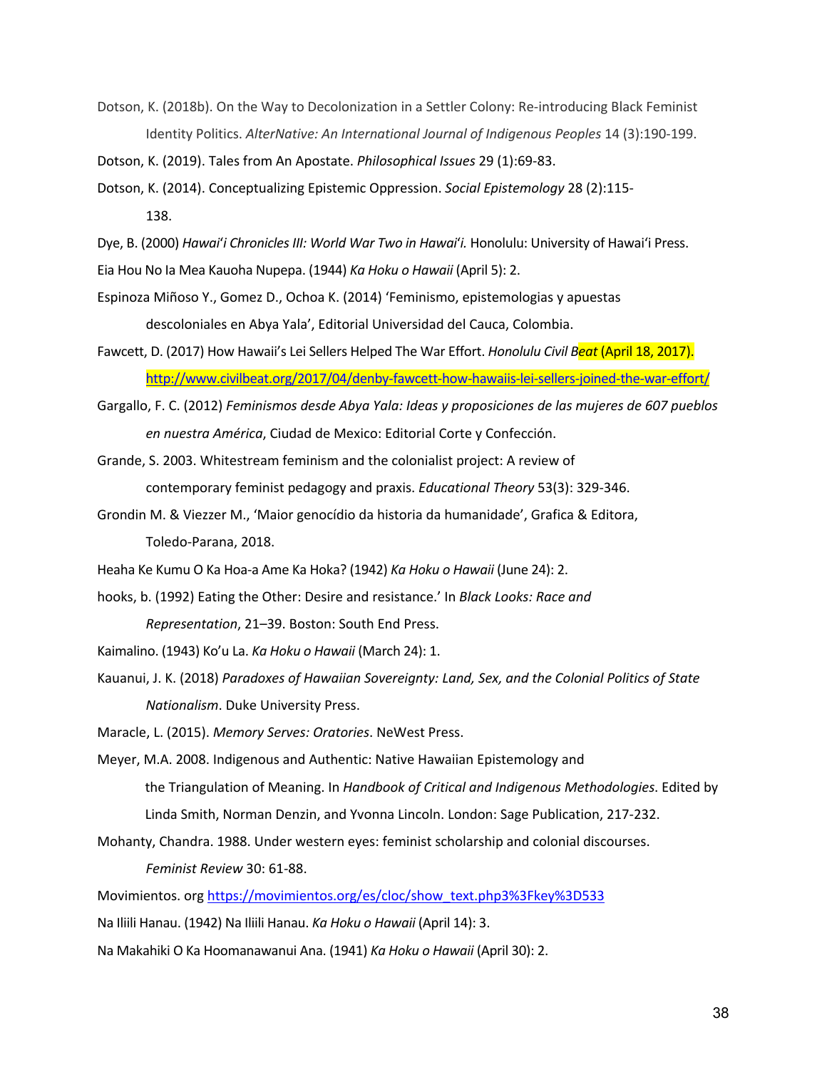Dotson, K. (2018b). On the Way to Decolonization in a Settler Colony: Re-introducing Black Feminist Identity Politics. *AlterNative: An International Journal of Indigenous Peoples* 14 (3):190-199.

Dotson, K. (2019). Tales from An Apostate. *Philosophical Issues* 29 (1):69-83.

Dotson, K. (2014). Conceptualizing Epistemic Oppression. *Social Epistemology* 28 (2):115-138.

Dye, B. (2000) *Hawaiʻi Chronicles III: World War Two in Hawaiʻi.* Honolulu: University of Hawaiʻi Press.

Eia Hou No Ia Mea Kauoha Nupepa. (1944) *Ka Hoku o Hawaii* (April 5): 2.

Espinoza Miñoso Y., Gomez D., Ochoa K. (2014) 'Feminismo, epistemologias y apuestas descoloniales en Abya Yala', Editorial Universidad del Cauca, Colombia.

Fawcett, D. (2017) How Hawaii's Lei Sellers Helped The War Effort. *Honolulu Civil Beat* (April 18, 2017). http://www.civilbeat.org/2017/04/denby-fawcett-how-hawaiis-lei-sellers-joined-the-war-effort/

Gargallo, F. C. (2012) *Feminismos desde Abya Yala: Ideas y proposiciones de las mujeres de 607 pueblos en nuestra América*, Ciudad de Mexico: Editorial Corte y Confección.

Grande, S. 2003. Whitestream feminism and the colonialist project: A review of contemporary feminist pedagogy and praxis. *Educational Theory* 53(3): 329-346.

Grondin M. & Viezzer M., 'Maior genocídio da historia da humanidade', Grafica & Editora, Toledo-Parana, 2018.

Heaha Ke Kumu O Ka Hoa-a Ame Ka Hoka? (1942) *Ka Hoku o Hawaii* (June 24): 2.

hooks, b. (1992) Eating the Other: Desire and resistance.' In *Black Looks: Race and Representation*, 21–39. Boston: South End Press.

Kaimalino. (1943) Ko'u La. *Ka Hoku o Hawaii* (March 24): 1.

Kauanui, J. K. (2018) *Paradoxes of Hawaiian Sovereignty: Land, Sex, and the Colonial Politics of State Nationalism*. Duke University Press.

Maracle, L. (2015). *Memory Serves: Oratories*. NeWest Press.

Meyer, M.A. 2008. Indigenous and Authentic: Native Hawaiian Epistemology and the Triangulation of Meaning. In *Handbook of Critical and Indigenous Methodologies*. Edited by Linda Smith, Norman Denzin, and Yvonna Lincoln. London: Sage Publication, 217-232.

Mohanty, Chandra. 1988. Under western eyes: feminist scholarship and colonial discourses. *Feminist Review* 30: 61-88.

Movimientos. org https://movimientos.org/es/cloc/show_text.php3%3Fkey%3D533

Na Iliili Hanau. (1942) Na Iliili Hanau. *Ka Hoku o Hawaii* (April 14): 3.

Na Makahiki O Ka Hoomanawanui Ana. (1941) *Ka Hoku o Hawaii* (April 30): 2.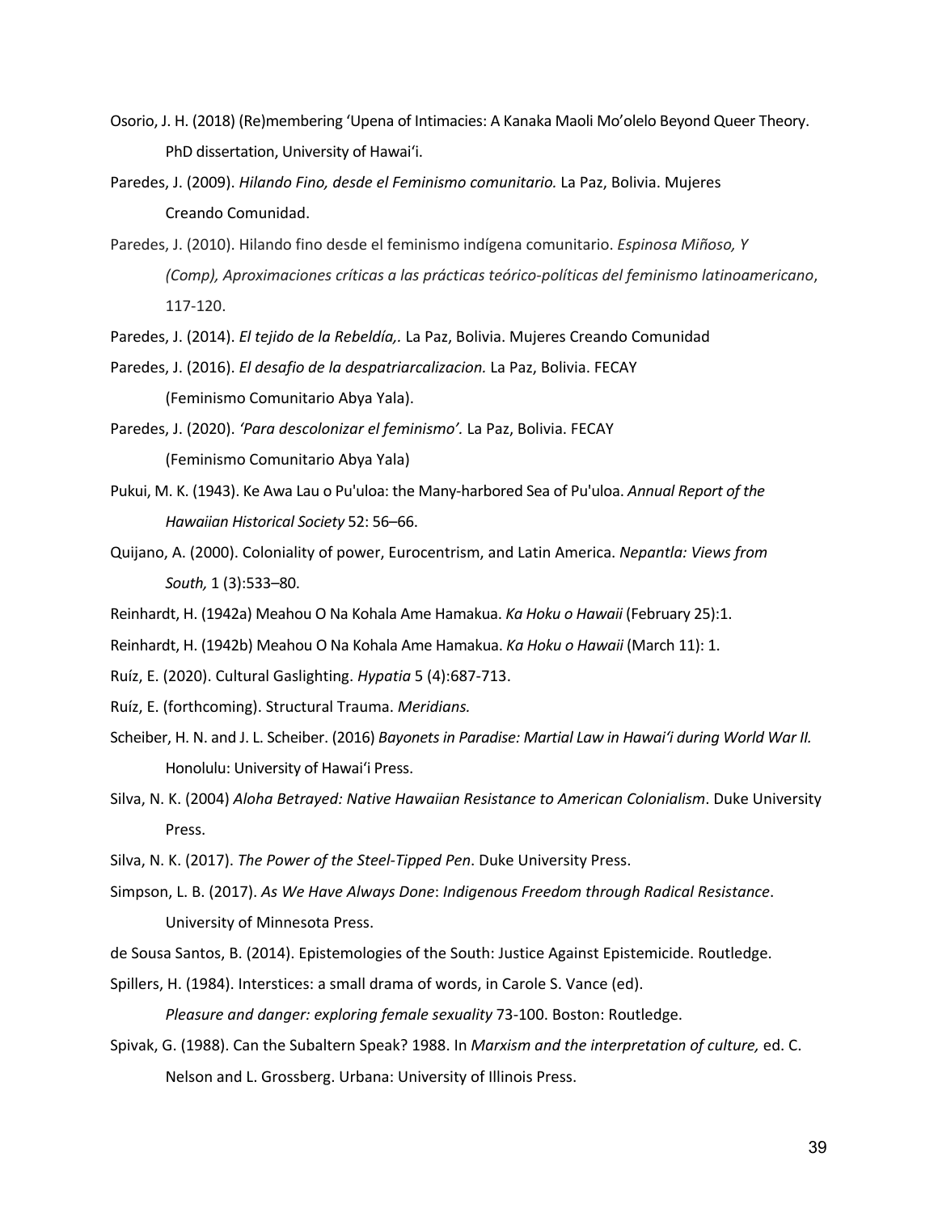Osorio, J. H. (2018) (Re)membering ʻUpena of Intimacies: A Kanaka Maoli Mo'olelo Beyond Queer Theory. PhD dissertation, University of Hawaiʻi.

Paredes, J. (2009). *Hilando Fino, desde el Feminismo comunitario.* La Paz, Bolivia. Mujeres Creando Comunidad.

Paredes, J. (2010). Hilando fino desde el feminismo indígena comunitario. *Espinosa Miñoso, Y (Comp), Aproximaciones críticas a las prácticas teórico-políticas del feminismo latinoamericano*, 117-120.

Paredes, J. (2014). *El tejido de la Rebeldía,.* La Paz, Bolivia. Mujeres Creando Comunidad

Paredes, J. (2016). *El desafio de la despatriarcalizacion.* La Paz, Bolivia. FECAY (Feminismo Comunitario Abya Yala).

Paredes, J. (2020). *'Para descolonizar el feminismo'.* La Paz, Bolivia. FECAY (Feminismo Comunitario Abya Yala)

Pukui, M. K. (1943). Ke Awa Lau o Pu'uloa: the Many-harbored Sea of Pu'uloa. *Annual Report of the Hawaiian Historical Society* 52: 56–66.

Quijano, A. (2000). Coloniality of power, Eurocentrism, and Latin America. *Nepantla: Views from South,* 1 (3):533–80.

Reinhardt, H. (1942a) Meahou O Na Kohala Ame Hamakua. *Ka Hoku o Hawaii* (February 25):1.

Reinhardt, H. (1942b) Meahou O Na Kohala Ame Hamakua. *Ka Hoku o Hawaii* (March 11): 1.

Ruíz, E. (2020). Cultural Gaslighting. *Hypatia* 5 (4):687-713.

Ruíz, E. (forthcoming). Structural Trauma. *Meridians.*

Scheiber, H. N. and J. L. Scheiber. (2016) *Bayonets in Paradise: Martial Law in Hawaiʻi during World War II.* Honolulu: University of Hawaiʻi Press.

Silva, N. K. (2004) *Aloha Betrayed: Native Hawaiian Resistance to American Colonialism*. Duke University Press.

Silva, N. K. (2017). *The Power of the Steel-Tipped Pen*. Duke University Press.

Simpson, L. B. (2017). *As We Have Always Done*: *Indigenous Freedom through Radical Resistance*. University of Minnesota Press.

de Sousa Santos, B. (2014). Epistemologies of the South: Justice Against Epistemicide. Routledge.

Spillers, H. (1984). Interstices: a small drama of words, in Carole S. Vance (ed). *Pleasure and danger: exploring female sexuality* 73-100. Boston: Routledge.

Spivak, G. (1988). Can the Subaltern Speak? 1988. In *Marxism and the interpretation of culture,* ed. C. Nelson and L. Grossberg. Urbana: University of Illinois Press.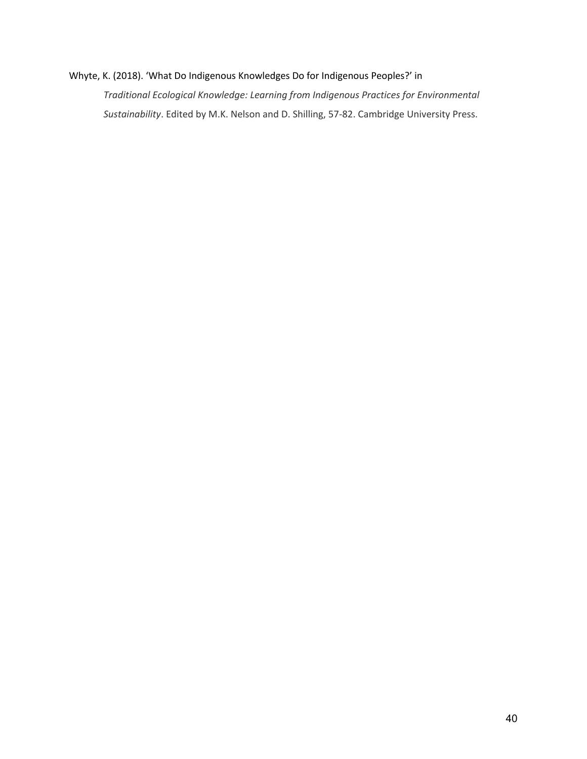Whyte, K. (2018). 'What Do Indigenous Knowledges Do for Indigenous Peoples?' in *Traditional Ecological Knowledge: Learning from Indigenous Practices for Environmental Sustainability*. Edited by M.K. Nelson and D. Shilling, 57-82. Cambridge University Press.